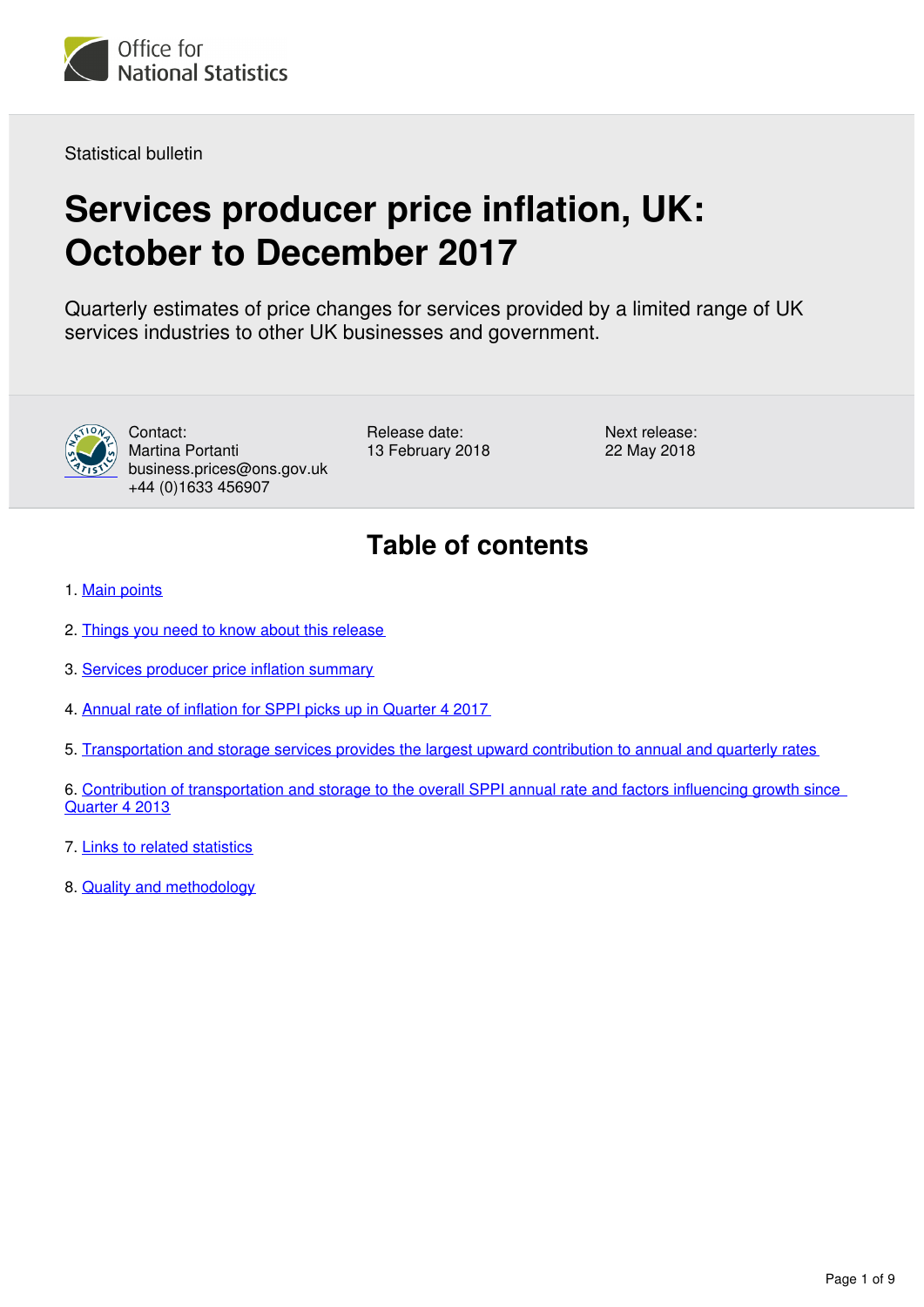Office for National Statistics

Statistical bulletin

# Services producer price inflation, UK: October to December 2017

Quarterly estimates of price changes for services provided by a limited range of UK services industries to other UK businesses and government.

Contact:
Martina Portanti
business.prices@ons.gov.uk
+44 (0)1633 456907

Release date:
13 February 2018

Next release:
22 May 2018

## Table of contents

1. Main points
2. Things you need to know about this release
3. Services producer price inflation summary
4. Annual rate of inflation for SPPI picks up in Quarter 4 2017
5. Transportation and storage services provides the largest upward contribution to annual and quarterly rates
6. Contribution of transportation and storage to the overall SPPI annual rate and factors influencing growth since Quarter 4 2013
7. Links to related statistics
8. Quality and methodology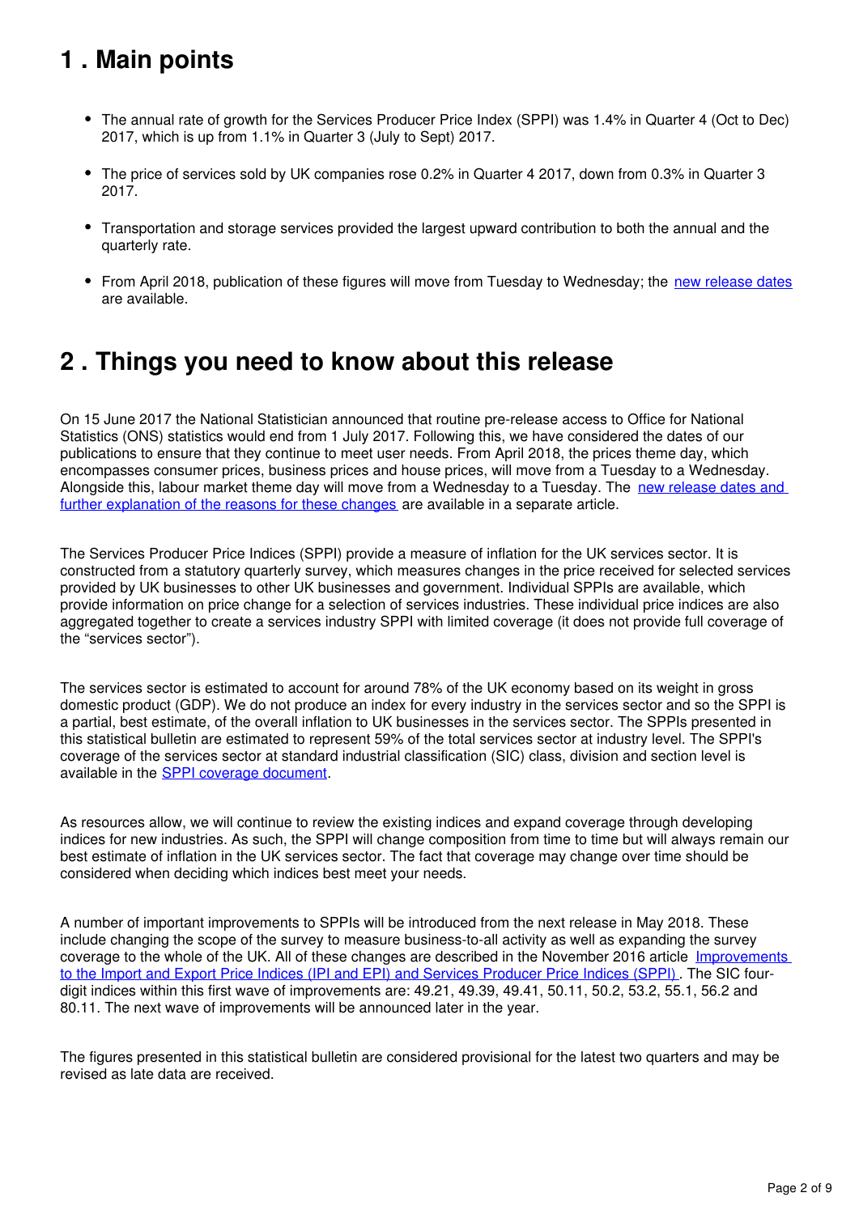## 1 . Main points

- The annual rate of growth for the Services Producer Price Index (SPPI) was 1.4% in Quarter 4 (Oct to Dec) 2017, which is up from 1.1% in Quarter 3 (July to Sept) 2017.
- The price of services sold by UK companies rose 0.2% in Quarter 4 2017, down from 0.3% in Quarter 3 2017.
- Transportation and storage services provided the largest upward contribution to both the annual and the quarterly rate.
- From April 2018, publication of these figures will move from Tuesday to Wednesday; the new release dates are available.

## 2 . Things you need to know about this release

On 15 June 2017 the National Statistician announced that routine pre-release access to Office for National Statistics (ONS) statistics would end from 1 July 2017. Following this, we have considered the dates of our publications to ensure that they continue to meet user needs. From April 2018, the prices theme day, which encompasses consumer prices, business prices and house prices, will move from a Tuesday to a Wednesday. Alongside this, labour market theme day will move from a Wednesday to a Tuesday. The new release dates and further explanation of the reasons for these changes are available in a separate article.

The Services Producer Price Indices (SPPI) provide a measure of inflation for the UK services sector. It is constructed from a statutory quarterly survey, which measures changes in the price received for selected services provided by UK businesses to other UK businesses and government. Individual SPPIs are available, which provide information on price change for a selection of services industries. These individual price indices are also aggregated together to create a services industry SPPI with limited coverage (it does not provide full coverage of the "services sector").

The services sector is estimated to account for around 78% of the UK economy based on its weight in gross domestic product (GDP). We do not produce an index for every industry in the services sector and so the SPPI is a partial, best estimate, of the overall inflation to UK businesses in the services sector. The SPPIs presented in this statistical bulletin are estimated to represent 59% of the total services sector at industry level. The SPPI's coverage of the services sector at standard industrial classification (SIC) class, division and section level is available in the SPPI coverage document.

As resources allow, we will continue to review the existing indices and expand coverage through developing indices for new industries. As such, the SPPI will change composition from time to time but will always remain our best estimate of inflation in the UK services sector. The fact that coverage may change over time should be considered when deciding which indices best meet your needs.

A number of important improvements to SPPIs will be introduced from the next release in May 2018. These include changing the scope of the survey to measure business-to-all activity as well as expanding the survey coverage to the whole of the UK. All of these changes are described in the November 2016 article Improvements to the Import and Export Price Indices (IPI and EPI) and Services Producer Price Indices (SPPI). The SIC four-digit indices within this first wave of improvements are: 49.21, 49.39, 49.41, 50.11, 50.2, 53.2, 55.1, 56.2 and 80.11. The next wave of improvements will be announced later in the year.

The figures presented in this statistical bulletin are considered provisional for the latest two quarters and may be revised as late data are received.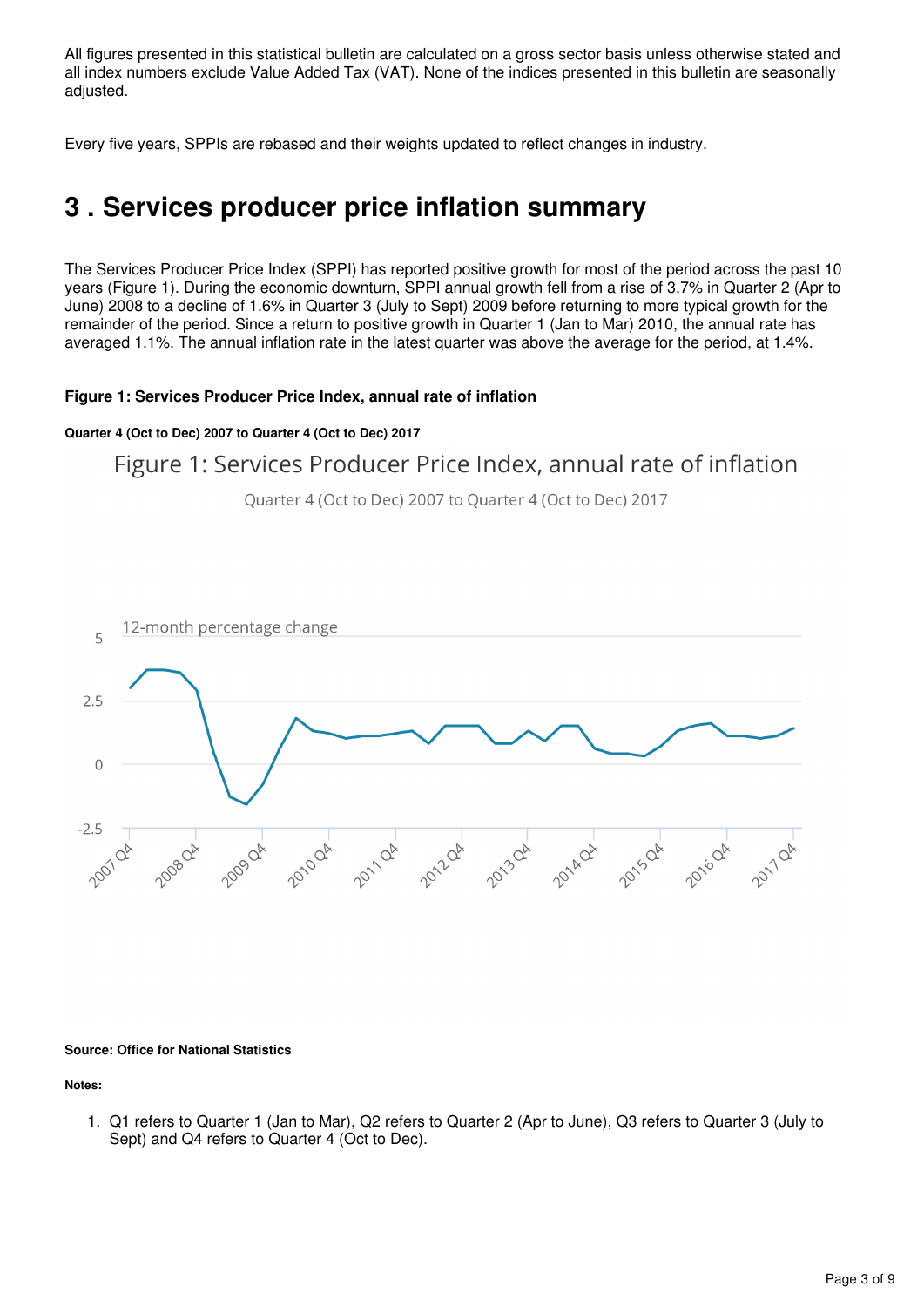All figures presented in this statistical bulletin are calculated on a gross sector basis unless otherwise stated and all index numbers exclude Value Added Tax (VAT). None of the indices presented in this bulletin are seasonally adjusted.

Every five years, SPPIs are rebased and their weights updated to reflect changes in industry.

## 3 . Services producer price inflation summary

The Services Producer Price Index (SPPI) has reported positive growth for most of the period across the past 10 years (Figure 1). During the economic downturn, SPPI annual growth fell from a rise of 3.7% in Quarter 2 (Apr to June) 2008 to a decline of 1.6% in Quarter 3 (July to Sept) 2009 before returning to more typical growth for the remainder of the period. Since a return to positive growth in Quarter 1 (Jan to Mar) 2010, the annual rate has averaged 1.1%. The annual inflation rate in the latest quarter was above the average for the period, at 1.4%.

**Figure 1: Services Producer Price Index, annual rate of inflation**

**Quarter 4 (Oct to Dec) 2007 to Quarter 4 (Oct to Dec) 2017**

**Source: Office for National Statistics**

**Notes:**

1. Q1 refers to Quarter 1 (Jan to Mar), Q2 refers to Quarter 2 (Apr to June), Q3 refers to Quarter 3 (July to Sept) and Q4 refers to Quarter 4 (Oct to Dec).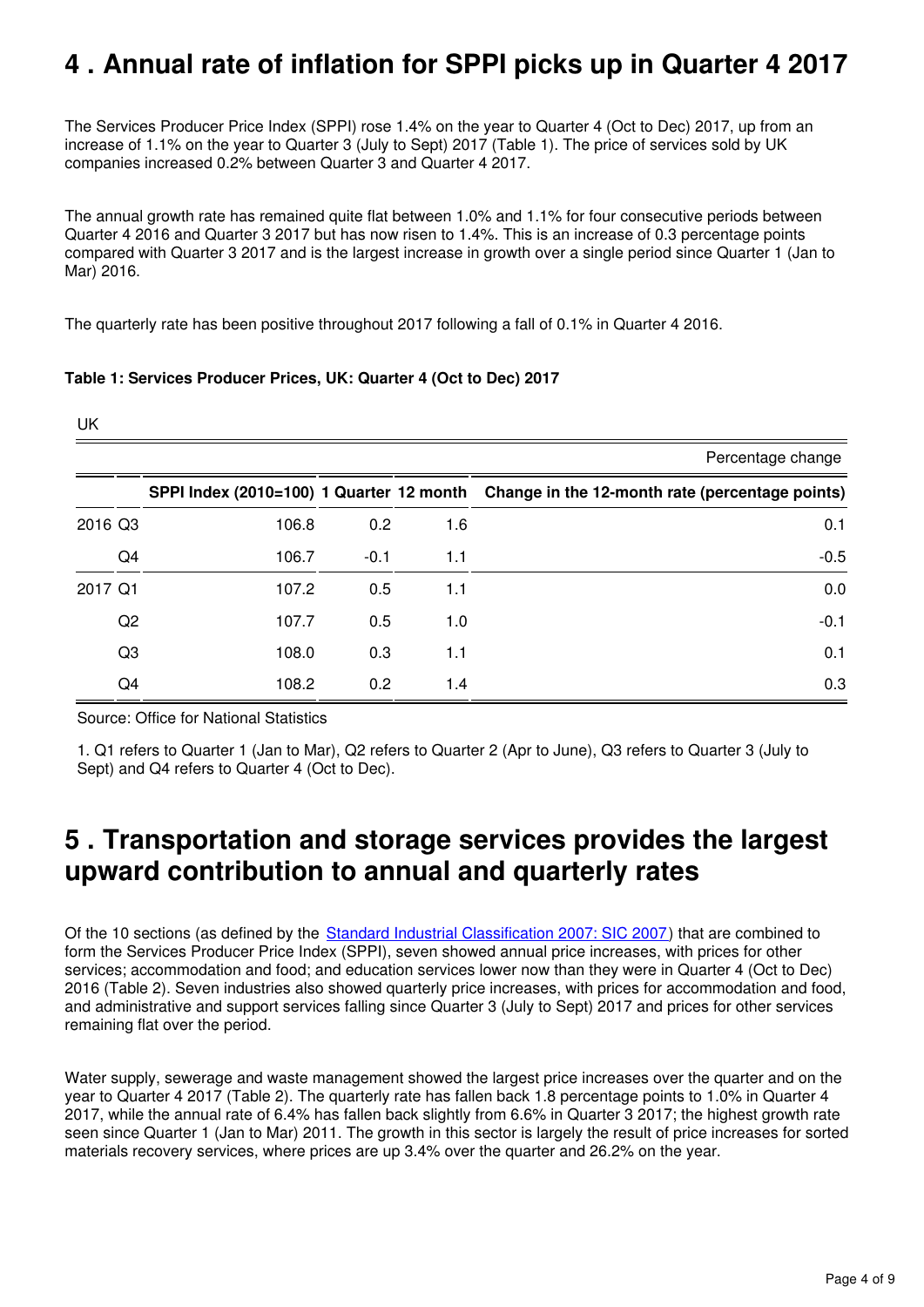## 4 . Annual rate of inflation for SPPI picks up in Quarter 4 2017

The Services Producer Price Index (SPPI) rose 1.4% on the year to Quarter 4 (Oct to Dec) 2017, up from an increase of 1.1% on the year to Quarter 3 (July to Sept) 2017 (Table 1). The price of services sold by UK companies increased 0.2% between Quarter 3 and Quarter 4 2017.

The annual growth rate has remained quite flat between 1.0% and 1.1% for four consecutive periods between Quarter 4 2016 and Quarter 3 2017 but has now risen to 1.4%. This is an increase of 0.3 percentage points compared with Quarter 3 2017 and is the largest increase in growth over a single period since Quarter 1 (Jan to Mar) 2016.

The quarterly rate has been positive throughout 2017 following a fall of 0.1% in Quarter 4 2016.

**Table 1: Services Producer Prices, UK: Quarter 4 (Oct to Dec) 2017**

UK

| | | | | | Percentage change |
|---|---|---|---|---|---|
| | | SPPI Index (2010=100) | 1 Quarter | 12 month | Change in the 12-month rate (percentage points) |
| 2016 | Q3 | 106.8 | 0.2 | 1.6 | 0.1 |
| | Q4 | 106.7 | -0.1 | 1.1 | -0.5 |
| 2017 | Q1 | 107.2 | 0.5 | 1.1 | 0.0 |
| | Q2 | 107.7 | 0.5 | 1.0 | -0.1 |
| | Q3 | 108.0 | 0.3 | 1.1 | 0.1 |
| | Q4 | 108.2 | 0.2 | 1.4 | 0.3 |

Source: Office for National Statistics

1. Q1 refers to Quarter 1 (Jan to Mar), Q2 refers to Quarter 2 (Apr to June), Q3 refers to Quarter 3 (July to Sept) and Q4 refers to Quarter 4 (Oct to Dec).

## 5 . Transportation and storage services provides the largest upward contribution to annual and quarterly rates

Of the 10 sections (as defined by the Standard Industrial Classification 2007: SIC 2007) that are combined to form the Services Producer Price Index (SPPI), seven showed annual price increases, with prices for other services; accommodation and food; and education services lower now than they were in Quarter 4 (Oct to Dec) 2016 (Table 2). Seven industries also showed quarterly price increases, with prices for accommodation and food, and administrative and support services falling since Quarter 3 (July to Sept) 2017 and prices for other services remaining flat over the period.

Water supply, sewerage and waste management showed the largest price increases over the quarter and on the year to Quarter 4 2017 (Table 2). The quarterly rate has fallen back 1.8 percentage points to 1.0% in Quarter 4 2017, while the annual rate of 6.4% has fallen back slightly from 6.6% in Quarter 3 2017; the highest growth rate seen since Quarter 1 (Jan to Mar) 2011. The growth in this sector is largely the result of price increases for sorted materials recovery services, where prices are up 3.4% over the quarter and 26.2% on the year.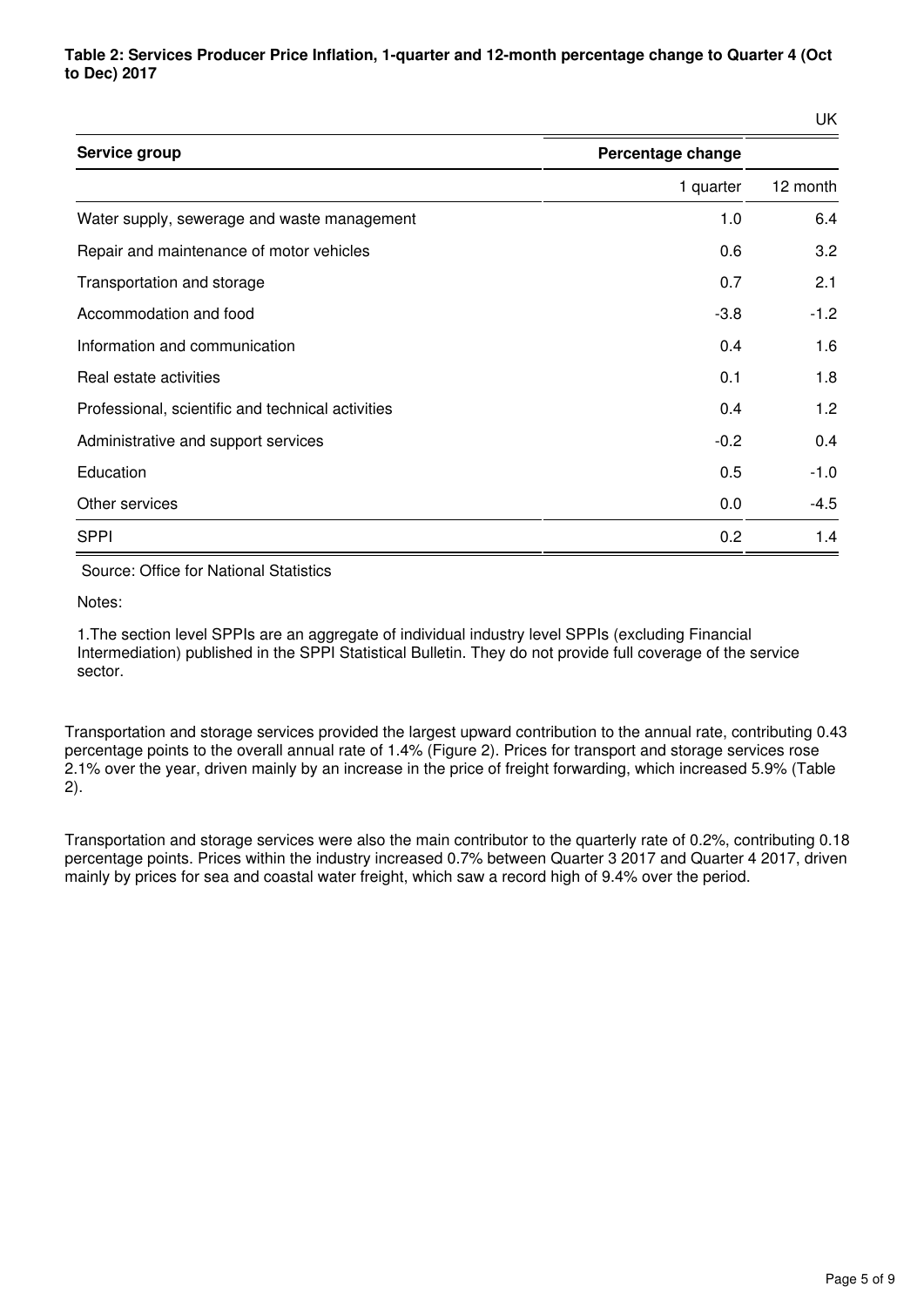**Table 2: Services Producer Price Inflation, 1-quarter and 12-month percentage change to Quarter 4 (Oct to Dec) 2017**

UK

| Service group | Percentage change | |
|---|---|---|
| | 1 quarter | 12 month |
| Water supply, sewerage and waste management | 1.0 | 6.4 |
| Repair and maintenance of motor vehicles | 0.6 | 3.2 |
| Transportation and storage | 0.7 | 2.1 |
| Accommodation and food | -3.8 | -1.2 |
| Information and communication | 0.4 | 1.6 |
| Real estate activities | 0.1 | 1.8 |
| Professional, scientific and technical activities | 0.4 | 1.2 |
| Administrative and support services | -0.2 | 0.4 |
| Education | 0.5 | -1.0 |
| Other services | 0.0 | -4.5 |
| SPPI | 0.2 | 1.4 |

Source: Office for National Statistics

Notes:

1.The section level SPPIs are an aggregate of individual industry level SPPIs (excluding Financial Intermediation) published in the SPPI Statistical Bulletin. They do not provide full coverage of the service sector.

Transportation and storage services provided the largest upward contribution to the annual rate, contributing 0.43 percentage points to the overall annual rate of 1.4% (Figure 2). Prices for transport and storage services rose 2.1% over the year, driven mainly by an increase in the price of freight forwarding, which increased 5.9% (Table 2).

Transportation and storage services were also the main contributor to the quarterly rate of 0.2%, contributing 0.18 percentage points. Prices within the industry increased 0.7% between Quarter 3 2017 and Quarter 4 2017, driven mainly by prices for sea and coastal water freight, which saw a record high of 9.4% over the period.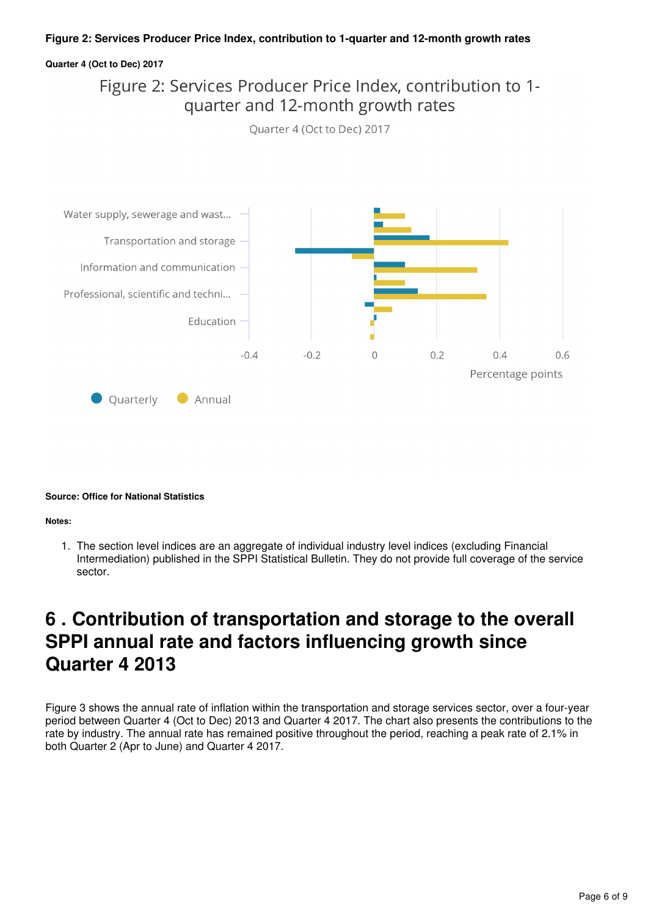**Figure 2: Services Producer Price Index, contribution to 1-quarter and 12-month growth rates**

**Quarter 4 (Oct to Dec) 2017**

**Source: Office for National Statistics**

**Notes:**

1. The section level indices are an aggregate of individual industry level indices (excluding Financial Intermediation) published in the SPPI Statistical Bulletin. They do not provide full coverage of the service sector.

## 6 . Contribution of transportation and storage to the overall SPPI annual rate and factors influencing growth since Quarter 4 2013

Figure 3 shows the annual rate of inflation within the transportation and storage services sector, over a four-year period between Quarter 4 (Oct to Dec) 2013 and Quarter 4 2017. The chart also presents the contributions to the rate by industry. The annual rate has remained positive throughout the period, reaching a peak rate of 2.1% in both Quarter 2 (Apr to June) and Quarter 4 2017.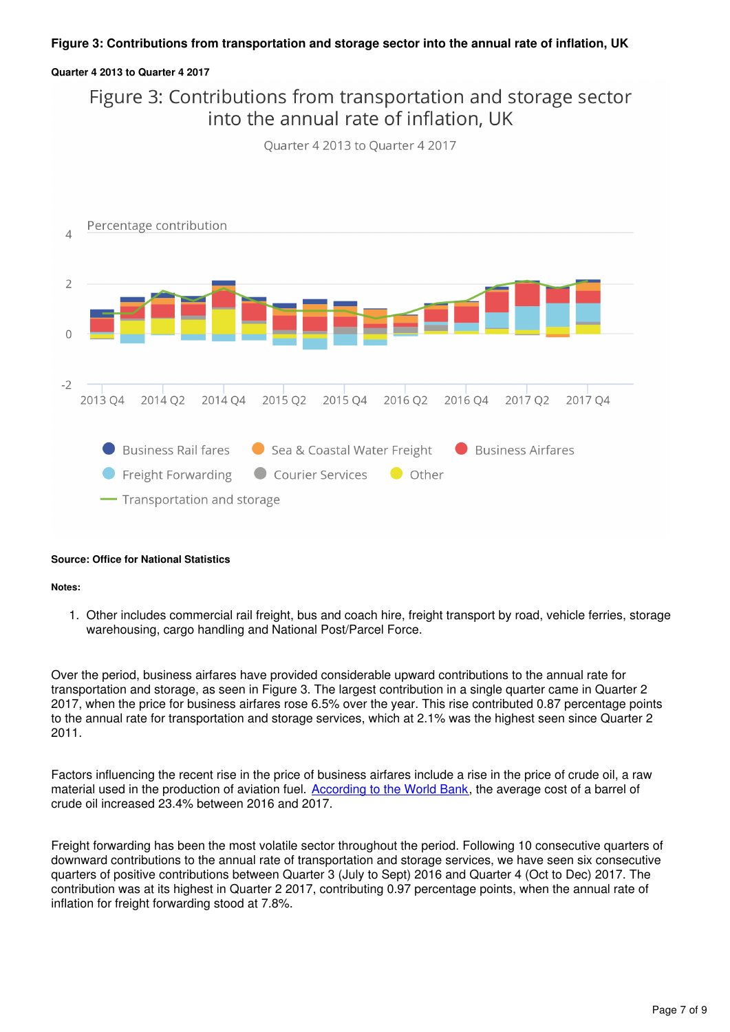**Figure 3: Contributions from transportation and storage sector into the annual rate of inflation, UK**

**Quarter 4 2013 to Quarter 4 2017**

Figure 3: Contributions from transportation and storage sector into the annual rate of inflation, UK

Quarter 4 2013 to Quarter 4 2017

Percentage contribution

4

2

0

-2

2013 Q4 2014 Q2 2014 Q4 2015 Q2 2015 Q4 2016 Q2 2016 Q4 2017 Q2 2017 Q4

Business Rail fares, Sea & Coastal Water Freight, Business Airfares, Freight Forwarding, Courier Services, Other, Transportation and storage

**Source: Office for National Statistics**

**Notes:**

1. Other includes commercial rail freight, bus and coach hire, freight transport by road, vehicle ferries, storage warehousing, cargo handling and National Post/Parcel Force.

Over the period, business airfares have provided considerable upward contributions to the annual rate for transportation and storage, as seen in Figure 3. The largest contribution in a single quarter came in Quarter 2 2017, when the price for business airfares rose 6.5% over the year. This rise contributed 0.87 percentage points to the annual rate for transportation and storage services, which at 2.1% was the highest seen since Quarter 2 2011.

Factors influencing the recent rise in the price of business airfares include a rise in the price of crude oil, a raw material used in the production of aviation fuel. According to the World Bank, the average cost of a barrel of crude oil increased 23.4% between 2016 and 2017.

Freight forwarding has been the most volatile sector throughout the period. Following 10 consecutive quarters of downward contributions to the annual rate of transportation and storage services, we have seen six consecutive quarters of positive contributions between Quarter 3 (July to Sept) 2016 and Quarter 4 (Oct to Dec) 2017. The contribution was at its highest in Quarter 2 2017, contributing 0.97 percentage points, when the annual rate of inflation for freight forwarding stood at 7.8%.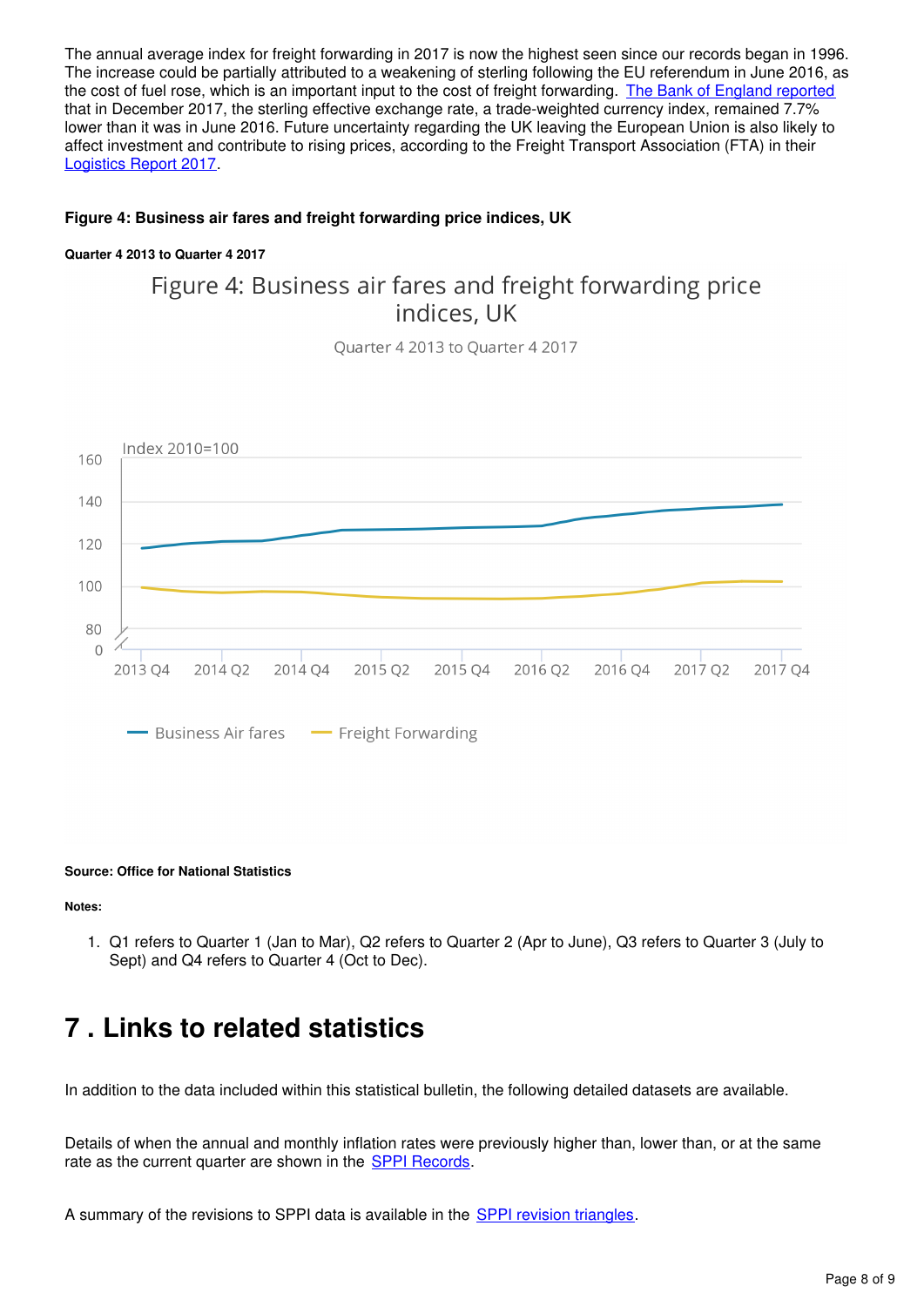The annual average index for freight forwarding in 2017 is now the highest seen since our records began in 1996. The increase could be partially attributed to a weakening of sterling following the EU referendum in June 2016, as the cost of fuel rose, which is an important input to the cost of freight forwarding. [The Bank of England reported](#) that in December 2017, the sterling effective exchange rate, a trade-weighted currency index, remained 7.7% lower than it was in June 2016. Future uncertainty regarding the UK leaving the European Union is also likely to affect investment and contribute to rising prices, according to the Freight Transport Association (FTA) in their [Logistics Report 2017](#).

**Figure 4: Business air fares and freight forwarding price indices, UK**

**Quarter 4 2013 to Quarter 4 2017**

Figure 4: Business air fares and freight forwarding price indices, UK

Quarter 4 2013 to Quarter 4 2017

Index 2010=100

Business Air fares — Freight Forwarding

**Source: Office for National Statistics**

**Notes:**

1. Q1 refers to Quarter 1 (Jan to Mar), Q2 refers to Quarter 2 (Apr to June), Q3 refers to Quarter 3 (July to Sept) and Q4 refers to Quarter 4 (Oct to Dec).

# 7 . Links to related statistics

In addition to the data included within this statistical bulletin, the following detailed datasets are available.

Details of when the annual and monthly inflation rates were previously higher than, lower than, or at the same rate as the current quarter are shown in the [SPPI Records](#).

A summary of the revisions to SPPI data is available in the [SPPI revision triangles](#).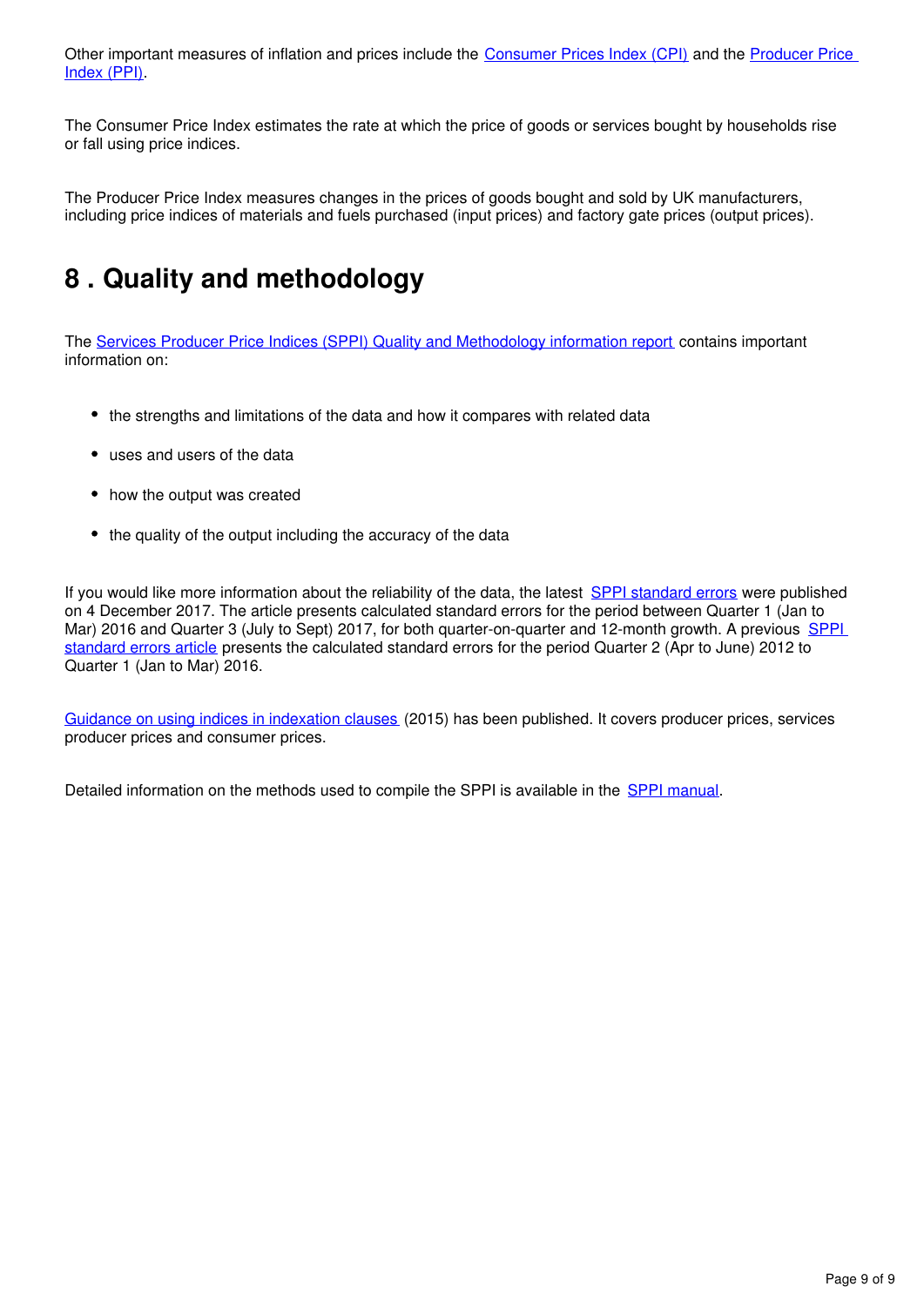Other important measures of inflation and prices include the Consumer Prices Index (CPI) and the Producer Price Index (PPI).

The Consumer Price Index estimates the rate at which the price of goods or services bought by households rise or fall using price indices.

The Producer Price Index measures changes in the prices of goods bought and sold by UK manufacturers, including price indices of materials and fuels purchased (input prices) and factory gate prices (output prices).

## 8 . Quality and methodology

The Services Producer Price Indices (SPPI) Quality and Methodology information report contains important information on:

- the strengths and limitations of the data and how it compares with related data
- uses and users of the data
- how the output was created
- the quality of the output including the accuracy of the data

If you would like more information about the reliability of the data, the latest SPPI standard errors were published on 4 December 2017. The article presents calculated standard errors for the period between Quarter 1 (Jan to Mar) 2016 and Quarter 3 (July to Sept) 2017, for both quarter-on-quarter and 12-month growth. A previous SPPI standard errors article presents the calculated standard errors for the period Quarter 2 (Apr to June) 2012 to Quarter 1 (Jan to Mar) 2016.

Guidance on using indices in indexation clauses (2015) has been published. It covers producer prices, services producer prices and consumer prices.

Detailed information on the methods used to compile the SPPI is available in the SPPI manual.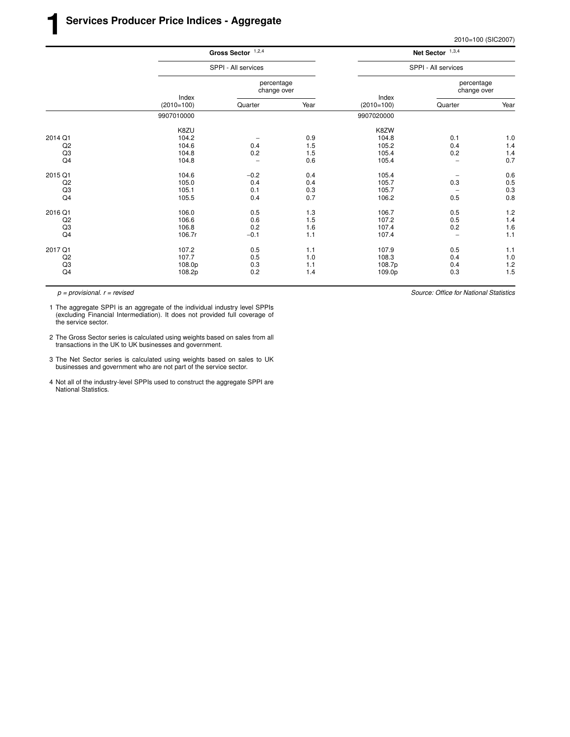# 1 Services Producer Price Indices - Aggregate

2010=100 (SIC2007)

| | Gross Sector [1,2,4] | | | Net Sector [1,3,4] | | |
|---|---|---|---|---|---|---|
| | SPPI - All services | | | SPPI - All services | | |
| | Index (2010=100) | percentage change over Quarter | percentage change over Year | Index (2010=100) | percentage change over Quarter | percentage change over Year |
| | 9907010000 | | | 9907020000 | | |
| | K8ZU | | | K8ZW | | |
| 2014 Q1 | 104.2 | – | 0.9 | 104.8 | 0.1 | 1.0 |
| Q2 | 104.6 | 0.4 | 1.5 | 105.2 | 0.4 | 1.4 |
| Q3 | 104.8 | 0.2 | 1.5 | 105.4 | 0.2 | 1.4 |
| Q4 | 104.8 | – | 0.6 | 105.4 | – | 0.7 |
| 2015 Q1 | 104.6 | −0.2 | 0.4 | 105.4 | – | 0.6 |
| Q2 | 105.0 | 0.4 | 0.4 | 105.7 | 0.3 | 0.5 |
| Q3 | 105.1 | 0.1 | 0.3 | 105.7 | – | 0.3 |
| Q4 | 105.5 | 0.4 | 0.7 | 106.2 | 0.5 | 0.8 |
| 2016 Q1 | 106.0 | 0.5 | 1.3 | 106.7 | 0.5 | 1.2 |
| Q2 | 106.6 | 0.6 | 1.5 | 107.2 | 0.5 | 1.4 |
| Q3 | 106.8 | 0.2 | 1.6 | 107.4 | 0.2 | 1.6 |
| Q4 | 106.7r | −0.1 | 1.1 | 107.4 | – | 1.1 |
| 2017 Q1 | 107.2 | 0.5 | 1.1 | 107.9 | 0.5 | 1.1 |
| Q2 | 107.7 | 0.5 | 1.0 | 108.3 | 0.4 | 1.0 |
| Q3 | 108.0p | 0.3 | 1.1 | 108.7p | 0.4 | 1.2 |
| Q4 | 108.2p | 0.2 | 1.4 | 109.0p | 0.3 | 1.5 |

*p = provisional. r = revised*

*Source: Office for National Statistics*

1 The aggregate SPPI is an aggregate of the individual industry level SPPIs (excluding Financial Intermediation). It does not provided full coverage of the service sector.

2 The Gross Sector series is calculated using weights based on sales from all transactions in the UK to UK businesses and government.

3 The Net Sector series is calculated using weights based on sales to UK businesses and government who are not part of the service sector.

4 Not all of the industry-level SPPIs used to construct the aggregate SPPI are National Statistics.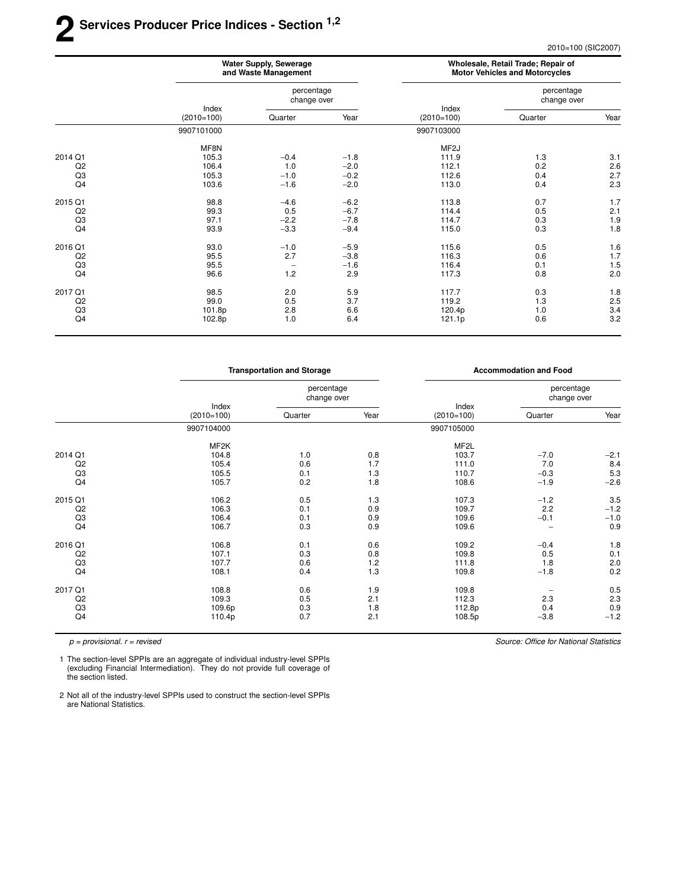# 2 Services Producer Price Indices - Section [1,2]

2010=100 (SIC2007)

| | Water Supply, Sewerage and Waste Management | | | Wholesale, Retail Trade; Repair of Motor Vehicles and Motorcycles | | |
|---|---|---|---|---|---|---|
| | Index (2010=100) | percentage change over | | Index (2010=100) | percentage change over | |
| | | Quarter | Year | | Quarter | Year |
| | 9907101000 | | | 9907103000 | | |
| | MF8N | | | MF2J | | |
| 2014 Q1 | 105.3 | −0.4 | −1.8 | 111.9 | 1.3 | 3.1 |
| Q2 | 106.4 | 1.0 | −2.0 | 112.1 | 0.2 | 2.6 |
| Q3 | 105.3 | −1.0 | −0.2 | 112.6 | 0.4 | 2.7 |
| Q4 | 103.6 | −1.6 | −2.0 | 113.0 | 0.4 | 2.3 |
| 2015 Q1 | 98.8 | −4.6 | −6.2 | 113.8 | 0.7 | 1.7 |
| Q2 | 99.3 | 0.5 | −6.7 | 114.4 | 0.5 | 2.1 |
| Q3 | 97.1 | −2.2 | −7.8 | 114.7 | 0.3 | 1.9 |
| Q4 | 93.9 | −3.3 | −9.4 | 115.0 | 0.3 | 1.8 |
| 2016 Q1 | 93.0 | −1.0 | −5.9 | 115.6 | 0.5 | 1.6 |
| Q2 | 95.5 | 2.7 | −3.8 | 116.3 | 0.6 | 1.7 |
| Q3 | 95.5 | – | −1.6 | 116.4 | 0.1 | 1.5 |
| Q4 | 96.6 | 1.2 | 2.9 | 117.3 | 0.8 | 2.0 |
| 2017 Q1 | 98.5 | 2.0 | 5.9 | 117.7 | 0.3 | 1.8 |
| Q2 | 99.0 | 0.5 | 3.7 | 119.2 | 1.3 | 2.5 |
| Q3 | 101.8p | 2.8 | 6.6 | 120.4p | 1.0 | 3.4 |
| Q4 | 102.8p | 1.0 | 6.4 | 121.1p | 0.6 | 3.2 |

| | Transportation and Storage | | | Accommodation and Food | | |
|---|---|---|---|---|---|---|
| | Index (2010=100) | percentage change over | | Index (2010=100) | percentage change over | |
| | | Quarter | Year | | Quarter | Year |
| | 9907104000 | | | 9907105000 | | |
| | MF2K | | | MF2L | | |
| 2014 Q1 | 104.8 | 1.0 | 0.8 | 103.7 | −7.0 | −2.1 |
| Q2 | 105.4 | 0.6 | 1.7 | 111.0 | 7.0 | 8.4 |
| Q3 | 105.5 | 0.1 | 1.3 | 110.7 | −0.3 | 5.3 |
| Q4 | 105.7 | 0.2 | 1.8 | 108.6 | −1.9 | −2.6 |
| 2015 Q1 | 106.2 | 0.5 | 1.3 | 107.3 | −1.2 | 3.5 |
| Q2 | 106.3 | 0.1 | 0.9 | 109.7 | 2.2 | −1.2 |
| Q3 | 106.4 | 0.1 | 0.9 | 109.6 | −0.1 | −1.0 |
| Q4 | 106.7 | 0.3 | 0.9 | 109.6 | – | 0.9 |
| 2016 Q1 | 106.8 | 0.1 | 0.6 | 109.2 | −0.4 | 1.8 |
| Q2 | 107.1 | 0.3 | 0.8 | 109.8 | 0.5 | 0.1 |
| Q3 | 107.7 | 0.6 | 1.2 | 111.8 | 1.8 | 2.0 |
| Q4 | 108.1 | 0.4 | 1.3 | 109.8 | −1.8 | 0.2 |
| 2017 Q1 | 108.8 | 0.6 | 1.9 | 109.8 | – | 0.5 |
| Q2 | 109.3 | 0.5 | 2.1 | 112.3 | 2.3 | 2.3 |
| Q3 | 109.6p | 0.3 | 1.8 | 112.8p | 0.4 | 0.9 |
| Q4 | 110.4p | 0.7 | 2.1 | 108.5p | −3.8 | −1.2 |

*p = provisional. r = revised*

*Source: Office for National Statistics*

1 The section-level SPPIs are an aggregate of individual industry-level SPPIs (excluding Financial Intermediation). They do not provide full coverage of the section listed.

2 Not all of the industry-level SPPIs used to construct the section-level SPPIs are National Statistics.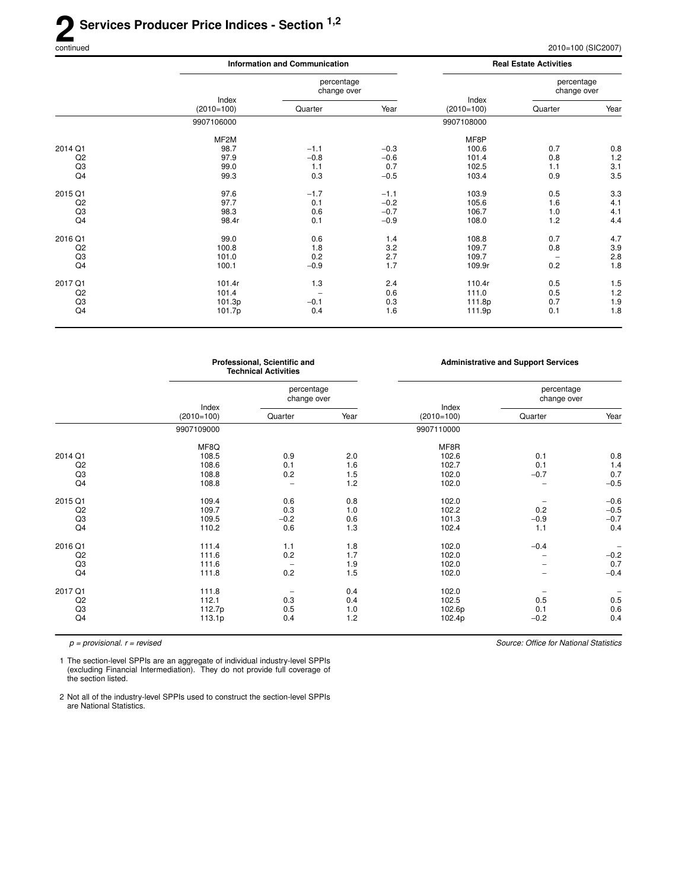# 2 Services Producer Price Indices - Section [1,2]

continued

2010=100 (SIC2007)

| | Information and Communication | | | Real Estate Activities | | |
|---|---|---|---|---|---|---|
| | Index (2010=100) | percentage change over Quarter | Year | Index (2010=100) | percentage change over Quarter | Year |
| | 9907106000 | | | 9907108000 | | |
| | MF2M | | | MF8P | | |
| 2014 Q1 | 98.7 | −1.1 | −0.3 | 100.6 | 0.7 | 0.8 |
| Q2 | 97.9 | −0.8 | −0.6 | 101.4 | 0.8 | 1.2 |
| Q3 | 99.0 | 1.1 | 0.7 | 102.5 | 1.1 | 3.1 |
| Q4 | 99.3 | 0.3 | −0.5 | 103.4 | 0.9 | 3.5 |
| 2015 Q1 | 97.6 | −1.7 | −1.1 | 103.9 | 0.5 | 3.3 |
| Q2 | 97.7 | 0.1 | −0.2 | 105.6 | 1.6 | 4.1 |
| Q3 | 98.3 | 0.6 | −0.7 | 106.7 | 1.0 | 4.1 |
| Q4 | 98.4r | 0.1 | −0.9 | 108.0 | 1.2 | 4.4 |
| 2016 Q1 | 99.0 | 0.6 | 1.4 | 108.8 | 0.7 | 4.7 |
| Q2 | 100.8 | 1.8 | 3.2 | 109.7 | 0.8 | 3.9 |
| Q3 | 101.0 | 0.2 | 2.7 | 109.7 | – | 2.8 |
| Q4 | 100.1 | −0.9 | 1.7 | 109.9r | 0.2 | 1.8 |
| 2017 Q1 | 101.4r | 1.3 | 2.4 | 110.4r | 0.5 | 1.5 |
| Q2 | 101.4 | – | 0.6 | 111.0 | 0.5 | 1.2 |
| Q3 | 101.3p | −0.1 | 0.3 | 111.8p | 0.7 | 1.9 |
| Q4 | 101.7p | 0.4 | 1.6 | 111.9p | 0.1 | 1.8 |

| | Professional, Scientific and Technical Activities | | | Administrative and Support Services | | |
|---|---|---|---|---|---|---|
| | Index (2010=100) | percentage change over Quarter | Year | Index (2010=100) | percentage change over Quarter | Year |
| | 9907109000 | | | 9907110000 | | |
| | MF8Q | | | MF8R | | |
| 2014 Q1 | 108.5 | 0.9 | 2.0 | 102.6 | 0.1 | 0.8 |
| Q2 | 108.6 | 0.1 | 1.6 | 102.7 | 0.1 | 1.4 |
| Q3 | 108.8 | 0.2 | 1.5 | 102.0 | −0.7 | 0.7 |
| Q4 | 108.8 | – | 1.2 | 102.0 | – | −0.5 |
| 2015 Q1 | 109.4 | 0.6 | 0.8 | 102.0 | – | −0.6 |
| Q2 | 109.7 | 0.3 | 1.0 | 102.2 | 0.2 | −0.5 |
| Q3 | 109.5 | −0.2 | 0.6 | 101.3 | −0.9 | −0.7 |
| Q4 | 110.2 | 0.6 | 1.3 | 102.4 | 1.1 | 0.4 |
| 2016 Q1 | 111.4 | 1.1 | 1.8 | 102.0 | −0.4 | – |
| Q2 | 111.6 | 0.2 | 1.7 | 102.0 | – | −0.2 |
| Q3 | 111.6 | – | 1.9 | 102.0 | – | 0.7 |
| Q4 | 111.8 | 0.2 | 1.5 | 102.0 | – | −0.4 |
| 2017 Q1 | 111.8 | – | 0.4 | 102.0 | – | – |
| Q2 | 112.1 | 0.3 | 0.4 | 102.5 | 0.5 | 0.5 |
| Q3 | 112.7p | 0.5 | 1.0 | 102.6p | 0.1 | 0.6 |
| Q4 | 113.1p | 0.4 | 1.2 | 102.4p | −0.2 | 0.4 |

*p = provisional. r = revised*

*Source: Office for National Statistics*

1 The section-level SPPIs are an aggregate of individual industry-level SPPIs (excluding Financial Intermediation). They do not provide full coverage of the section listed.

2 Not all of the industry-level SPPIs used to construct the section-level SPPIs are National Statistics.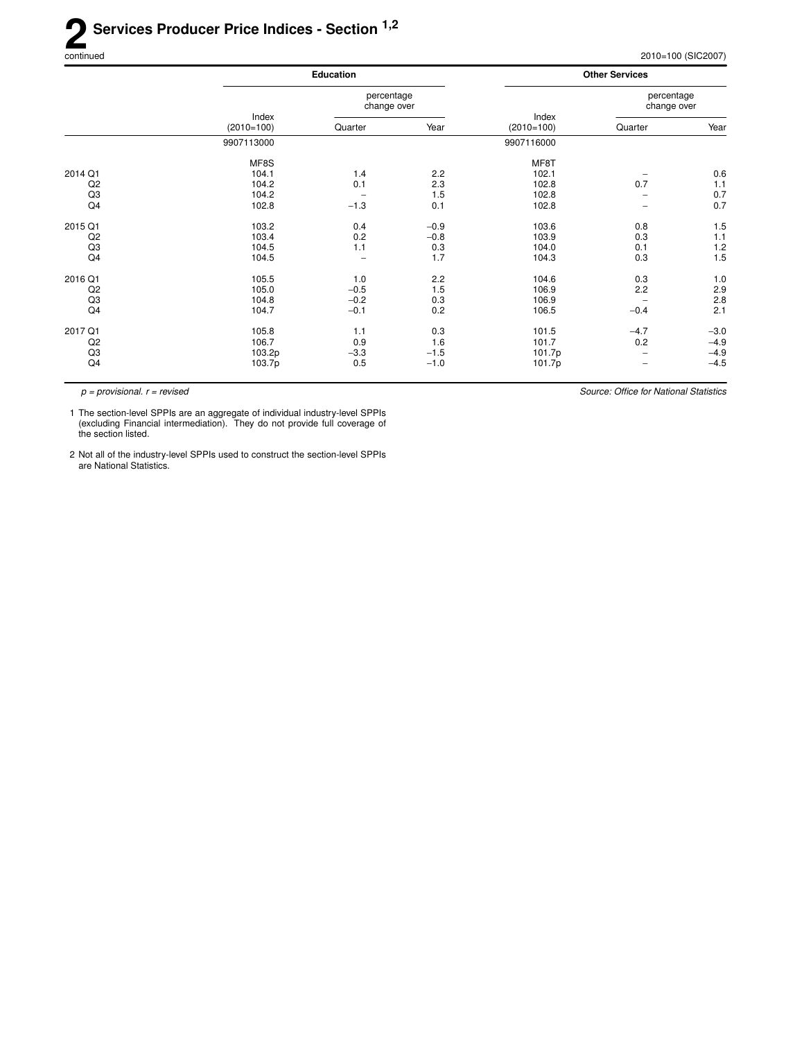# 2 Services Producer Price Indices - Section [1,2]

continued

2010=100 (SIC2007)

| | Education | | | Other Services | | |
|---|---|---|---|---|---|---|
| | Index (2010=100) | percentage change over Quarter | percentage change over Year | Index (2010=100) | percentage change over Quarter | percentage change over Year |
| | 9907113000 | | | 9907116000 | | |
| | MF8S | | | MF8T | | |
| 2014 Q1 | 104.1 | 1.4 | 2.2 | 102.1 | – | 0.6 |
| Q2 | 104.2 | 0.1 | 2.3 | 102.8 | 0.7 | 1.1 |
| Q3 | 104.2 | – | 1.5 | 102.8 | – | 0.7 |
| Q4 | 102.8 | −1.3 | 0.1 | 102.8 | – | 0.7 |
| 2015 Q1 | 103.2 | 0.4 | −0.9 | 103.6 | 0.8 | 1.5 |
| Q2 | 103.4 | 0.2 | −0.8 | 103.9 | 0.3 | 1.1 |
| Q3 | 104.5 | 1.1 | 0.3 | 104.0 | 0.1 | 1.2 |
| Q4 | 104.5 | – | 1.7 | 104.3 | 0.3 | 1.5 |
| 2016 Q1 | 105.5 | 1.0 | 2.2 | 104.6 | 0.3 | 1.0 |
| Q2 | 105.0 | −0.5 | 1.5 | 106.9 | 2.2 | 2.9 |
| Q3 | 104.8 | −0.2 | 0.3 | 106.9 | – | 2.8 |
| Q4 | 104.7 | −0.1 | 0.2 | 106.5 | −0.4 | 2.1 |
| 2017 Q1 | 105.8 | 1.1 | 0.3 | 101.5 | −4.7 | −3.0 |
| Q2 | 106.7 | 0.9 | 1.6 | 101.7 | 0.2 | −4.9 |
| Q3 | 103.2p | −3.3 | −1.5 | 101.7p | – | −4.9 |
| Q4 | 103.7p | 0.5 | −1.0 | 101.7p | – | −4.5 |

*p = provisional. r = revised*

*Source: Office for National Statistics*

1 The section-level SPPIs are an aggregate of individual industry-level SPPIs (excluding Financial intermediation). They do not provide full coverage of the section listed.

2 Not all of the industry-level SPPIs used to construct the section-level SPPIs are National Statistics.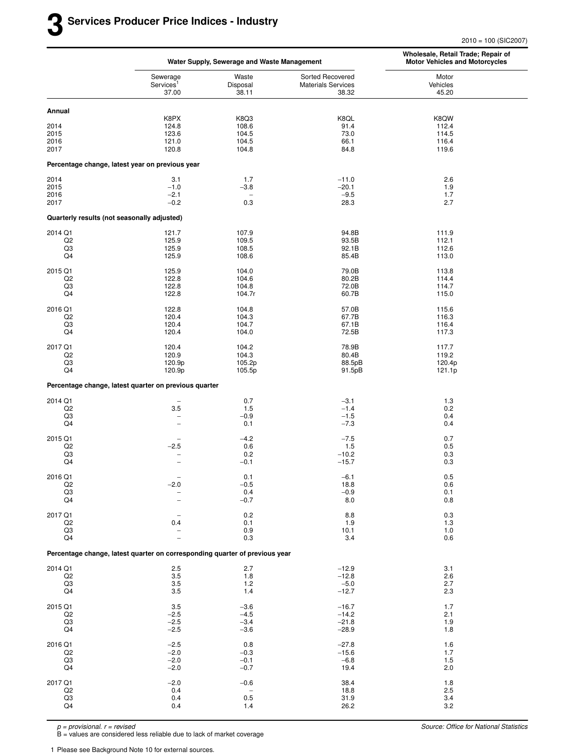# 3 Services Producer Price Indices - Industry

2010 = 100 (SIC2007)

| | Water Supply, Sewerage and Waste Management | | | Wholesale, Retail Trade; Repair of Motor Vehicles and Motorcycles |
|---|---|---|---|---|
| | Sewerage Services[1] 37.00 | Waste Disposal 38.11 | Sorted Recovered Materials Services 38.32 | Motor Vehicles 45.20 |
| **Annual** | | | | |
| | K8PX | K8Q3 | K8QL | K8QW |
| 2014 | 124.8 | 108.6 | 91.4 | 112.4 |
| 2015 | 123.6 | 104.5 | 73.0 | 114.5 |
| 2016 | 121.0 | 104.5 | 66.1 | 116.4 |
| 2017 | 120.8 | 104.8 | 84.8 | 119.6 |
| **Percentage change, latest year on previous year** | | | | |
| 2014 | 3.1 | 1.7 | −11.0 | 2.6 |
| 2015 | −1.0 | −3.8 | −20.1 | 1.9 |
| 2016 | −2.1 | – | −9.5 | 1.7 |
| 2017 | −0.2 | 0.3 | 28.3 | 2.7 |
| **Quarterly results (not seasonally adjusted)** | | | | |
| 2014 Q1 | 121.7 | 107.9 | 94.8B | 111.9 |
| Q2 | 125.9 | 109.5 | 93.5B | 112.1 |
| Q3 | 125.9 | 108.5 | 92.1B | 112.6 |
| Q4 | 125.9 | 108.6 | 85.4B | 113.0 |
| 2015 Q1 | 125.9 | 104.0 | 79.0B | 113.8 |
| Q2 | 122.8 | 104.6 | 80.2B | 114.4 |
| Q3 | 122.8 | 104.8 | 72.0B | 114.7 |
| Q4 | 122.8 | 104.7r | 60.7B | 115.0 |
| 2016 Q1 | 122.8 | 104.8 | 57.0B | 115.6 |
| Q2 | 120.4 | 104.3 | 67.7B | 116.3 |
| Q3 | 120.4 | 104.7 | 67.1B | 116.4 |
| Q4 | 120.4 | 104.0 | 72.5B | 117.3 |
| 2017 Q1 | 120.4 | 104.2 | 78.9B | 117.7 |
| Q2 | 120.9 | 104.3 | 80.4B | 119.2 |
| Q3 | 120.9p | 105.2p | 88.5pB | 120.4p |
| Q4 | 120.9p | 105.5p | 91.5pB | 121.1p |
| **Percentage change, latest quarter on previous quarter** | | | | |
| 2014 Q1 | – | 0.7 | −3.1 | 1.3 |
| Q2 | 3.5 | 1.5 | −1.4 | 0.2 |
| Q3 | – | −0.9 | −1.5 | 0.4 |
| Q4 | – | 0.1 | −7.3 | 0.4 |
| 2015 Q1 | – | −4.2 | −7.5 | 0.7 |
| Q2 | −2.5 | 0.6 | 1.5 | 0.5 |
| Q3 | – | 0.2 | −10.2 | 0.3 |
| Q4 | – | −0.1 | −15.7 | 0.3 |
| 2016 Q1 | – | 0.1 | −6.1 | 0.5 |
| Q2 | −2.0 | −0.5 | 18.8 | 0.6 |
| Q3 | – | 0.4 | −0.9 | 0.1 |
| Q4 | – | −0.7 | 8.0 | 0.8 |
| 2017 Q1 | – | 0.2 | 8.8 | 0.3 |
| Q2 | 0.4 | 0.1 | 1.9 | 1.3 |
| Q3 | – | 0.9 | 10.1 | 1.0 |
| Q4 | – | 0.3 | 3.4 | 0.6 |
| **Percentage change, latest quarter on corresponding quarter of previous year** | | | | |
| 2014 Q1 | 2.5 | 2.7 | −12.9 | 3.1 |
| Q2 | 3.5 | 1.8 | −12.8 | 2.6 |
| Q3 | 3.5 | 1.2 | −5.0 | 2.7 |
| Q4 | 3.5 | 1.4 | −12.7 | 2.3 |
| 2015 Q1 | 3.5 | −3.6 | −16.7 | 1.7 |
| Q2 | −2.5 | −4.5 | −14.2 | 2.1 |
| Q3 | −2.5 | −3.4 | −21.8 | 1.9 |
| Q4 | −2.5 | −3.6 | −28.9 | 1.8 |
| 2016 Q1 | −2.5 | 0.8 | −27.8 | 1.6 |
| Q2 | −2.0 | −0.3 | −15.6 | 1.7 |
| Q3 | −2.0 | −0.1 | −6.8 | 1.5 |
| Q4 | −2.0 | −0.7 | 19.4 | 2.0 |
| 2017 Q1 | −2.0 | −0.6 | 38.4 | 1.8 |
| Q2 | 0.4 | – | 18.8 | 2.5 |
| Q3 | 0.4 | 0.5 | 31.9 | 3.4 |
| Q4 | 0.4 | 1.4 | 26.2 | 3.2 |

*p = provisional. r = revised*
B = values are considered less reliable due to lack of market coverage

*Source: Office for National Statistics*

1 Please see Background Note 10 for external sources.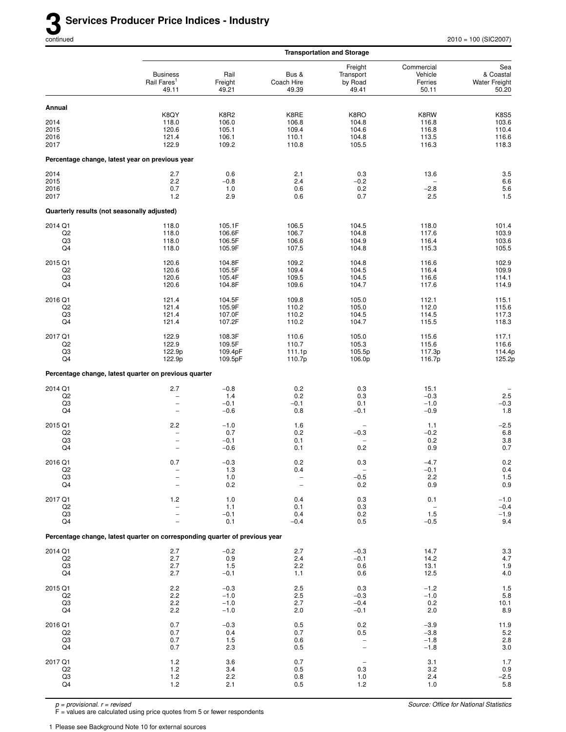# 3 Services Producer Price Indices - Industry

continued

2010 = 100 (SIC2007)

| | Transportation and Storage | | | | | |
|---|---|---|---|---|---|---|
| | Business Rail Fares[1] 49.11 | Rail Freight 49.21 | Bus & Coach Hire 49.39 | Freight Transport by Road 49.41 | Commercial Vehicle Ferries 50.11 | Sea & Coastal Water Freight 50.20 |
| **Annual** | | | | | | |
| | K8QY | K8R2 | K8RE | K8RO | K8RW | K8S5 |
| 2014 | 118.0 | 106.0 | 106.8 | 104.8 | 116.8 | 103.6 |
| 2015 | 120.6 | 105.1 | 109.4 | 104.6 | 116.8 | 110.4 |
| 2016 | 121.4 | 106.1 | 110.1 | 104.8 | 113.5 | 116.6 |
| 2017 | 122.9 | 109.2 | 110.8 | 105.5 | 116.3 | 118.3 |
| **Percentage change, latest year on previous year** | | | | | | |
| 2014 | 2.7 | 0.6 | 2.1 | 0.3 | 13.6 | 3.5 |
| 2015 | 2.2 | −0.8 | 2.4 | −0.2 | – | 6.6 |
| 2016 | 0.7 | 1.0 | 0.6 | 0.2 | −2.8 | 5.6 |
| 2017 | 1.2 | 2.9 | 0.6 | 0.7 | 2.5 | 1.5 |
| **Quarterly results (not seasonally adjusted)** | | | | | | |
| 2014 Q1 | 118.0 | 105.1F | 106.5 | 104.5 | 118.0 | 101.4 |
| Q2 | 118.0 | 106.6F | 106.7 | 104.8 | 117.6 | 103.9 |
| Q3 | 118.0 | 106.5F | 106.6 | 104.9 | 116.4 | 103.6 |
| Q4 | 118.0 | 105.9F | 107.5 | 104.8 | 115.3 | 105.5 |
| 2015 Q1 | 120.6 | 104.8F | 109.2 | 104.8 | 116.6 | 102.9 |
| Q2 | 120.6 | 105.5F | 109.4 | 104.5 | 116.4 | 109.9 |
| Q3 | 120.6 | 105.4F | 109.5 | 104.5 | 116.6 | 114.1 |
| Q4 | 120.6 | 104.8F | 109.6 | 104.7 | 117.6 | 114.9 |
| 2016 Q1 | 121.4 | 104.5F | 109.8 | 105.0 | 112.1 | 115.1 |
| Q2 | 121.4 | 105.9F | 110.2 | 105.0 | 112.0 | 115.6 |
| Q3 | 121.4 | 107.0F | 110.2 | 104.5 | 114.5 | 117.3 |
| Q4 | 121.4 | 107.2F | 110.2 | 104.7 | 115.5 | 118.3 |
| 2017 Q1 | 122.9 | 108.3F | 110.6 | 105.0 | 115.6 | 117.1 |
| Q2 | 122.9 | 109.5F | 110.7 | 105.3 | 115.6 | 116.6 |
| Q3 | 122.9p | 109.4pF | 111.1p | 105.5p | 117.3p | 114.4p |
| Q4 | 122.9p | 109.5pF | 110.7p | 106.0p | 116.7p | 125.2p |
| **Percentage change, latest quarter on previous quarter** | | | | | | |
| 2014 Q1 | 2.7 | −0.8 | 0.2 | 0.3 | 15.1 | – |
| Q2 | – | 1.4 | 0.2 | 0.3 | −0.3 | 2.5 |
| Q3 | – | −0.1 | −0.1 | 0.1 | −1.0 | −0.3 |
| Q4 | – | −0.6 | 0.8 | −0.1 | −0.9 | 1.8 |
| 2015 Q1 | 2.2 | −1.0 | 1.6 | – | 1.1 | −2.5 |
| Q2 | – | 0.7 | 0.2 | −0.3 | −0.2 | 6.8 |
| Q3 | – | −0.1 | 0.1 | – | 0.2 | 3.8 |
| Q4 | – | −0.6 | 0.1 | 0.2 | 0.9 | 0.7 |
| 2016 Q1 | 0.7 | −0.3 | 0.2 | 0.3 | −4.7 | 0.2 |
| Q2 | – | 1.3 | 0.4 | – | −0.1 | 0.4 |
| Q3 | – | 1.0 | – | −0.5 | 2.2 | 1.5 |
| Q4 | – | 0.2 | – | 0.2 | 0.9 | 0.9 |
| 2017 Q1 | 1.2 | 1.0 | 0.4 | 0.3 | 0.1 | −1.0 |
| Q2 | – | 1.1 | 0.1 | 0.3 | – | −0.4 |
| Q3 | – | −0.1 | 0.4 | 0.2 | 1.5 | −1.9 |
| Q4 | – | 0.1 | −0.4 | 0.5 | −0.5 | 9.4 |
| **Percentage change, latest quarter on corresponding quarter of previous year** | | | | | | |
| 2014 Q1 | 2.7 | −0.2 | 2.7 | −0.3 | 14.7 | 3.3 |
| Q2 | 2.7 | 0.9 | 2.4 | −0.1 | 14.2 | 4.7 |
| Q3 | 2.7 | 1.5 | 2.2 | 0.6 | 13.1 | 1.9 |
| Q4 | 2.7 | −0.1 | 1.1 | 0.6 | 12.5 | 4.0 |
| 2015 Q1 | 2.2 | −0.3 | 2.5 | 0.3 | −1.2 | 1.5 |
| Q2 | 2.2 | −1.0 | 2.5 | −0.3 | −1.0 | 5.8 |
| Q3 | 2.2 | −1.0 | 2.7 | −0.4 | 0.2 | 10.1 |
| Q4 | 2.2 | −1.0 | 2.0 | −0.1 | 2.0 | 8.9 |
| 2016 Q1 | 0.7 | −0.3 | 0.5 | 0.2 | −3.9 | 11.9 |
| Q2 | 0.7 | 0.4 | 0.7 | 0.5 | −3.8 | 5.2 |
| Q3 | 0.7 | 1.5 | 0.6 | – | −1.8 | 2.8 |
| Q4 | 0.7 | 2.3 | 0.5 | – | −1.8 | 3.0 |
| 2017 Q1 | 1.2 | 3.6 | 0.7 | – | 3.1 | 1.7 |
| Q2 | 1.2 | 3.4 | 0.5 | 0.3 | 3.2 | 0.9 |
| Q3 | 1.2 | 2.2 | 0.8 | 1.0 | 2.4 | −2.5 |
| Q4 | 1.2 | 2.1 | 0.5 | 1.2 | 1.0 | 5.8 |

*p = provisional. r = revised*
F = values are calculated using price quotes from 5 or fewer respondents

*Source: Office for National Statistics*

1 Please see Background Note 10 for external sources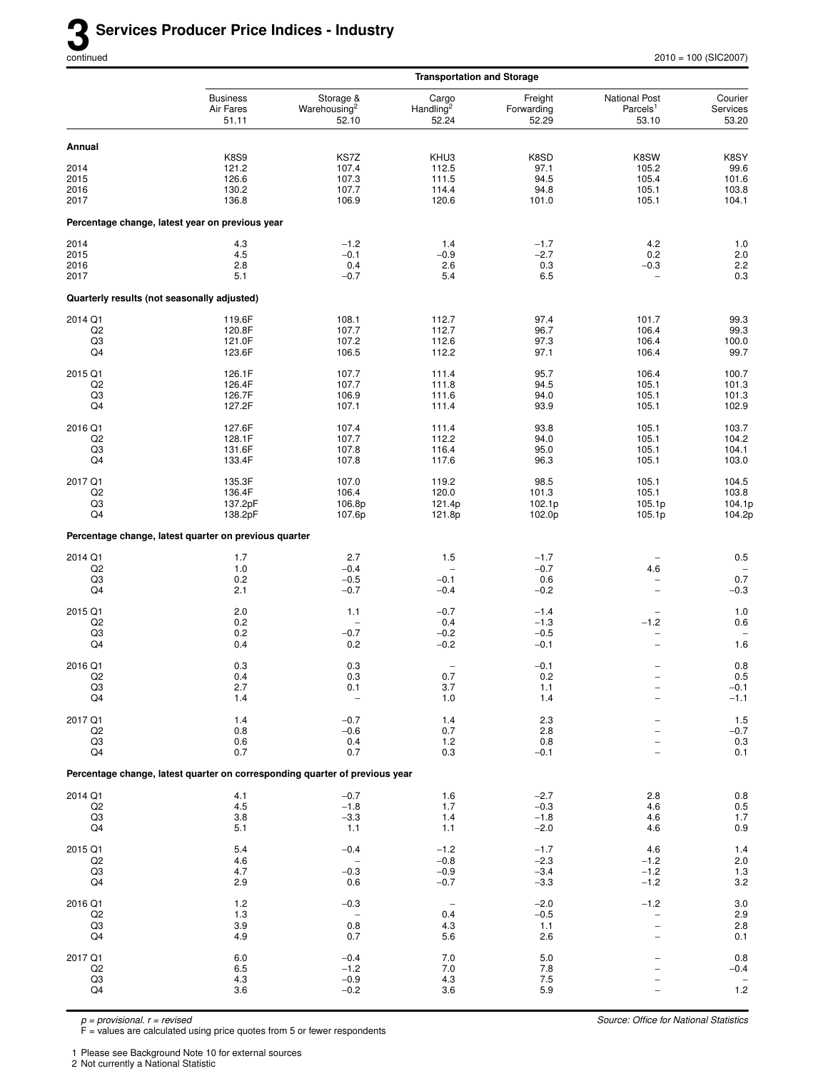# 3 Services Producer Price Indices - Industry

continued

2010 = 100 (SIC2007)

| | Transportation and Storage | | | | | |
|---|---|---|---|---|---|---|
| | Business Air Fares 51.11 | Storage & Warehousing[2] 52.10 | Cargo Handling[2] 52.24 | Freight Forwarding 52.29 | National Post Parcels[1] 53.10 | Courier Services 53.20 |
| **Annual** | | | | | | |
| | K8S9 | KS7Z | KHU3 | K8SD | K8SW | K8SY |
| 2014 | 121.2 | 107.4 | 112.5 | 97.1 | 105.2 | 99.6 |
| 2015 | 126.6 | 107.3 | 111.5 | 94.5 | 105.4 | 101.6 |
| 2016 | 130.2 | 107.7 | 114.4 | 94.8 | 105.1 | 103.8 |
| 2017 | 136.8 | 106.9 | 120.6 | 101.0 | 105.1 | 104.1 |
| **Percentage change, latest year on previous year** | | | | | | |
| 2014 | 4.3 | −1.2 | 1.4 | −1.7 | 4.2 | 1.0 |
| 2015 | 4.5 | −0.1 | −0.9 | −2.7 | 0.2 | 2.0 |
| 2016 | 2.8 | 0.4 | 2.6 | 0.3 | −0.3 | 2.2 |
| 2017 | 5.1 | −0.7 | 5.4 | 6.5 | – | 0.3 |
| **Quarterly results (not seasonally adjusted)** | | | | | | |
| 2014 Q1 | 119.6F | 108.1 | 112.7 | 97.4 | 101.7 | 99.3 |
| Q2 | 120.8F | 107.7 | 112.7 | 96.7 | 106.4 | 99.3 |
| Q3 | 121.0F | 107.2 | 112.6 | 97.3 | 106.4 | 100.0 |
| Q4 | 123.6F | 106.5 | 112.2 | 97.1 | 106.4 | 99.7 |
| 2015 Q1 | 126.1F | 107.7 | 111.4 | 95.7 | 106.4 | 100.7 |
| Q2 | 126.4F | 107.7 | 111.8 | 94.5 | 105.1 | 101.3 |
| Q3 | 126.7F | 106.9 | 111.6 | 94.0 | 105.1 | 101.3 |
| Q4 | 127.2F | 107.1 | 111.4 | 93.9 | 105.1 | 102.9 |
| 2016 Q1 | 127.6F | 107.4 | 111.4 | 93.8 | 105.1 | 103.7 |
| Q2 | 128.1F | 107.7 | 112.2 | 94.0 | 105.1 | 104.2 |
| Q3 | 131.6F | 107.8 | 116.4 | 95.0 | 105.1 | 104.1 |
| Q4 | 133.4F | 107.8 | 117.6 | 96.3 | 105.1 | 103.0 |
| 2017 Q1 | 135.3F | 107.0 | 119.2 | 98.5 | 105.1 | 104.5 |
| Q2 | 136.4F | 106.4 | 120.0 | 101.3 | 105.1 | 103.8 |
| Q3 | 137.2pF | 106.8p | 121.4p | 102.1p | 105.1p | 104.1p |
| Q4 | 138.2pF | 107.6p | 121.8p | 102.0p | 105.1p | 104.2p |
| **Percentage change, latest quarter on previous quarter** | | | | | | |
| 2014 Q1 | 1.7 | 2.7 | 1.5 | −1.7 | – | 0.5 |
| Q2 | 1.0 | −0.4 | – | −0.7 | 4.6 | – |
| Q3 | 0.2 | −0.5 | −0.1 | 0.6 | – | 0.7 |
| Q4 | 2.1 | −0.7 | −0.4 | −0.2 | – | −0.3 |
| 2015 Q1 | 2.0 | 1.1 | −0.7 | −1.4 | – | 1.0 |
| Q2 | 0.2 | – | 0.4 | −1.3 | −1.2 | 0.6 |
| Q3 | 0.2 | −0.7 | −0.2 | −0.5 | – | – |
| Q4 | 0.4 | 0.2 | −0.2 | −0.1 | – | 1.6 |
| 2016 Q1 | 0.3 | 0.3 | – | −0.1 | – | 0.8 |
| Q2 | 0.4 | 0.3 | 0.7 | 0.2 | – | 0.5 |
| Q3 | 2.7 | 0.1 | 3.7 | 1.1 | – | −0.1 |
| Q4 | 1.4 | – | 1.0 | 1.4 | – | −1.1 |
| 2017 Q1 | 1.4 | −0.7 | 1.4 | 2.3 | – | 1.5 |
| Q2 | 0.8 | −0.6 | 0.7 | 2.8 | – | −0.7 |
| Q3 | 0.6 | 0.4 | 1.2 | 0.8 | – | 0.3 |
| Q4 | 0.7 | 0.7 | 0.3 | −0.1 | – | 0.1 |
| **Percentage change, latest quarter on corresponding quarter of previous year** | | | | | | |
| 2014 Q1 | 4.1 | −0.7 | 1.6 | −2.7 | 2.8 | 0.8 |
| Q2 | 4.5 | −1.8 | 1.7 | −0.3 | 4.6 | 0.5 |
| Q3 | 3.8 | −3.3 | 1.4 | −1.8 | 4.6 | 1.7 |
| Q4 | 5.1 | 1.1 | 1.1 | −2.0 | 4.6 | 0.9 |
| 2015 Q1 | 5.4 | −0.4 | −1.2 | −1.7 | 4.6 | 1.4 |
| Q2 | 4.6 | – | −0.8 | −2.3 | −1.2 | 2.0 |
| Q3 | 4.7 | −0.3 | −0.9 | −3.4 | −1.2 | 1.3 |
| Q4 | 2.9 | 0.6 | −0.7 | −3.3 | −1.2 | 3.2 |
| 2016 Q1 | 1.2 | −0.3 | – | −2.0 | −1.2 | 3.0 |
| Q2 | 1.3 | – | 0.4 | −0.5 | – | 2.9 |
| Q3 | 3.9 | 0.8 | 4.3 | 1.1 | – | 2.8 |
| Q4 | 4.9 | 0.7 | 5.6 | 2.6 | – | 0.1 |
| 2017 Q1 | 6.0 | −0.4 | 7.0 | 5.0 | – | 0.8 |
| Q2 | 6.5 | −1.2 | 7.0 | 7.8 | – | −0.4 |
| Q3 | 4.3 | −0.9 | 4.3 | 7.5 | – | – |
| Q4 | 3.6 | −0.2 | 3.6 | 5.9 | – | 1.2 |

*p = provisional. r = revised*
F = values are calculated using price quotes from 5 or fewer respondents

*Source: Office for National Statistics*

1 Please see Background Note 10 for external sources
2 Not currently a National Statistic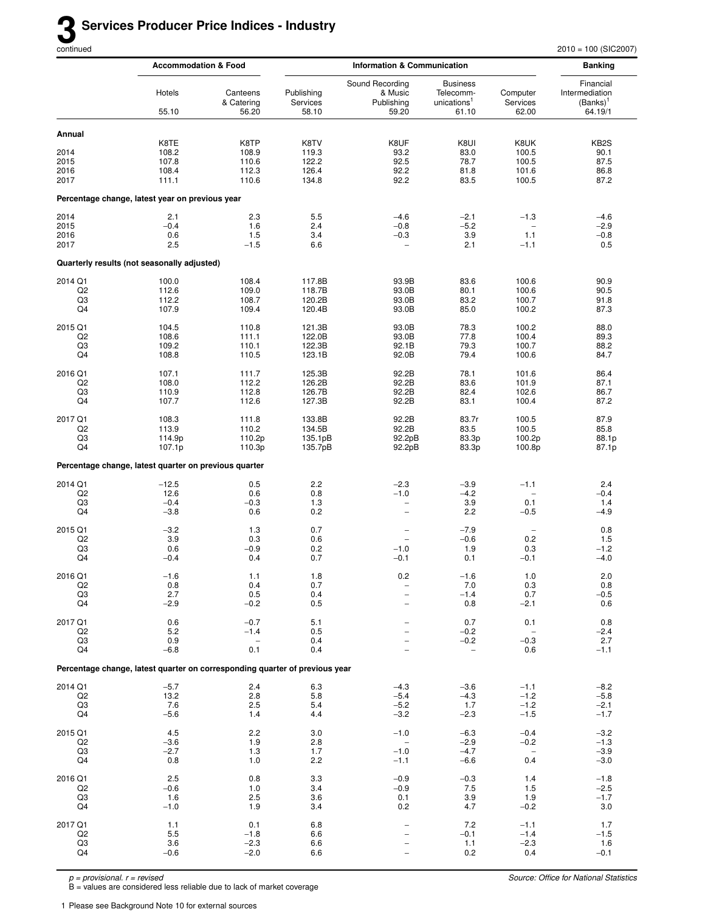# 3 Services Producer Price Indices - Industry

continued

2010 = 100 (SIC2007)

| | Accommodation & Food | | Information & Communication | | | | Banking |
|---|---|---|---|---|---|---|---|
| | Hotels | Canteens & Catering | Publishing Services | Sound Recording & Music Publishing | Business Telecommunications[1] | Computer Services | Financial Intermediation (Banks)[1] |
| | 55.10 | 56.20 | 58.10 | 59.20 | 61.10 | 62.00 | 64.19/1 |
| **Annual** | | | | | | | |
| | K8TE | K8TP | K8TV | K8UF | K8UI | K8UK | KB2S |
| 2014 | 108.2 | 108.9 | 119.3 | 93.2 | 83.0 | 100.5 | 90.1 |
| 2015 | 107.8 | 110.6 | 122.2 | 92.5 | 78.7 | 100.5 | 87.5 |
| 2016 | 108.4 | 112.3 | 126.4 | 92.2 | 81.8 | 101.6 | 86.8 |
| 2017 | 111.1 | 110.6 | 134.8 | 92.2 | 83.5 | 100.5 | 87.2 |
| **Percentage change, latest year on previous year** | | | | | | | |
| 2014 | 2.1 | 2.3 | 5.5 | −4.6 | −2.1 | −1.3 | −4.6 |
| 2015 | −0.4 | 1.6 | 2.4 | −0.8 | −5.2 | – | −2.9 |
| 2016 | 0.6 | 1.5 | 3.4 | −0.3 | 3.9 | 1.1 | −0.8 |
| 2017 | 2.5 | −1.5 | 6.6 | – | 2.1 | −1.1 | 0.5 |
| **Quarterly results (not seasonally adjusted)** | | | | | | | |
| 2014 Q1 | 100.0 | 108.4 | 117.8B | 93.9B | 83.6 | 100.6 | 90.9 |
| Q2 | 112.6 | 109.0 | 118.7B | 93.0B | 80.1 | 100.6 | 90.5 |
| Q3 | 112.2 | 108.7 | 120.2B | 93.0B | 83.2 | 100.7 | 91.8 |
| Q4 | 107.9 | 109.4 | 120.4B | 93.0B | 85.0 | 100.2 | 87.3 |
| 2015 Q1 | 104.5 | 110.8 | 121.3B | 93.0B | 78.3 | 100.2 | 88.0 |
| Q2 | 108.6 | 111.1 | 122.0B | 93.0B | 77.8 | 100.4 | 89.3 |
| Q3 | 109.2 | 110.1 | 122.3B | 92.1B | 79.3 | 100.7 | 88.2 |
| Q4 | 108.8 | 110.5 | 123.1B | 92.0B | 79.4 | 100.6 | 84.7 |
| 2016 Q1 | 107.1 | 111.7 | 125.3B | 92.2B | 78.1 | 101.6 | 86.4 |
| Q2 | 108.0 | 112.2 | 126.2B | 92.2B | 83.6 | 101.9 | 87.1 |
| Q3 | 110.9 | 112.8 | 126.7B | 92.2B | 82.4 | 102.6 | 86.7 |
| Q4 | 107.7 | 112.6 | 127.3B | 92.2B | 83.1 | 100.4 | 87.2 |
| 2017 Q1 | 108.3 | 111.8 | 133.8B | 92.2B | 83.7r | 100.5 | 87.9 |
| Q2 | 113.9 | 110.2 | 134.5B | 92.2B | 83.5 | 100.5 | 85.8 |
| Q3 | 114.9p | 110.2p | 135.1pB | 92.2pB | 83.3p | 100.2p | 88.1p |
| Q4 | 107.1p | 110.3p | 135.7pB | 92.2pB | 83.3p | 100.8p | 87.1p |
| **Percentage change, latest quarter on previous quarter** | | | | | | | |
| 2014 Q1 | −12.5 | 0.5 | 2.2 | −2.3 | −3.9 | −1.1 | 2.4 |
| Q2 | 12.6 | 0.6 | 0.8 | −1.0 | −4.2 | – | −0.4 |
| Q3 | −0.4 | −0.3 | 1.3 | – | 3.9 | 0.1 | 1.4 |
| Q4 | −3.8 | 0.6 | 0.2 | – | 2.2 | −0.5 | −4.9 |
| 2015 Q1 | −3.2 | 1.3 | 0.7 | – | −7.9 | – | 0.8 |
| Q2 | 3.9 | 0.3 | 0.6 | – | −0.6 | 0.2 | 1.5 |
| Q3 | 0.6 | −0.9 | 0.2 | −1.0 | 1.9 | 0.3 | −1.2 |
| Q4 | −0.4 | 0.4 | 0.7 | −0.1 | 0.1 | −0.1 | −4.0 |
| 2016 Q1 | −1.6 | 1.1 | 1.8 | 0.2 | −1.6 | 1.0 | 2.0 |
| Q2 | 0.8 | 0.4 | 0.7 | – | 7.0 | 0.3 | 0.8 |
| Q3 | 2.7 | 0.5 | 0.4 | – | −1.4 | 0.7 | −0.5 |
| Q4 | −2.9 | −0.2 | 0.5 | – | 0.8 | −2.1 | 0.6 |
| 2017 Q1 | 0.6 | −0.7 | 5.1 | – | 0.7 | 0.1 | 0.8 |
| Q2 | 5.2 | −1.4 | 0.5 | – | −0.2 | – | −2.4 |
| Q3 | 0.9 | – | 0.4 | – | −0.2 | −0.3 | 2.7 |
| Q4 | −6.8 | 0.1 | 0.4 | – | – | 0.6 | −1.1 |
| **Percentage change, latest quarter on corresponding quarter of previous year** | | | | | | | |
| 2014 Q1 | −5.7 | 2.4 | 6.3 | −4.3 | −3.6 | −1.1 | −8.2 |
| Q2 | 13.2 | 2.8 | 5.8 | −5.4 | −4.3 | −1.2 | −5.8 |
| Q3 | 7.6 | 2.5 | 5.4 | −5.2 | 1.7 | −1.2 | −2.1 |
| Q4 | −5.6 | 1.4 | 4.4 | −3.2 | −2.3 | −1.5 | −1.7 |
| 2015 Q1 | 4.5 | 2.2 | 3.0 | −1.0 | −6.3 | −0.4 | −3.2 |
| Q2 | −3.6 | 1.9 | 2.8 | – | −2.9 | −0.2 | −1.3 |
| Q3 | −2.7 | 1.3 | 1.7 | −1.0 | −4.7 | – | −3.9 |
| Q4 | 0.8 | 1.0 | 2.2 | −1.1 | −6.6 | 0.4 | −3.0 |
| 2016 Q1 | 2.5 | 0.8 | 3.3 | −0.9 | −0.3 | 1.4 | −1.8 |
| Q2 | −0.6 | 1.0 | 3.4 | −0.9 | 7.5 | 1.5 | −2.5 |
| Q3 | 1.6 | 2.5 | 3.6 | 0.1 | 3.9 | 1.9 | −1.7 |
| Q4 | −1.0 | 1.9 | 3.4 | 0.2 | 4.7 | −0.2 | 3.0 |
| 2017 Q1 | 1.1 | 0.1 | 6.8 | – | 7.2 | −1.1 | 1.7 |
| Q2 | 5.5 | −1.8 | 6.6 | – | −0.1 | −1.4 | −1.5 |
| Q3 | 3.6 | −2.3 | 6.6 | – | 1.1 | −2.3 | 1.6 |
| Q4 | −0.6 | −2.0 | 6.6 | – | 0.2 | 0.4 | −0.1 |

*p = provisional. r = revised*
B = values are considered less reliable due to lack of market coverage

*Source: Office for National Statistics*

1 Please see Background Note 10 for external sources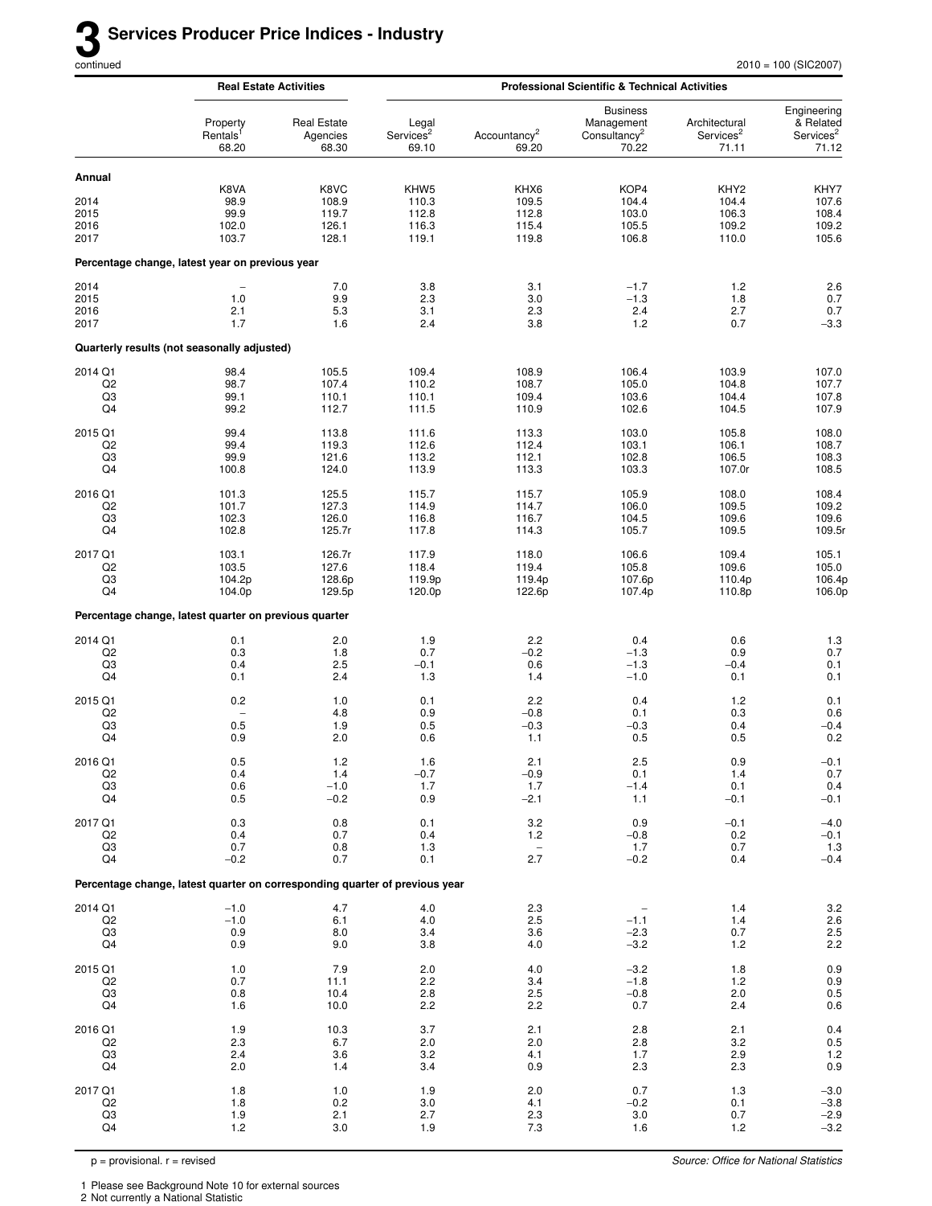# 3 Services Producer Price Indices - Industry

continued

2010 = 100 (SIC2007)

| | Real Estate Activities | | Professional Scientific & Technical Activities | | | | |
|---|---|---|---|---|---|---|---|
| | Property Rentals[1] 68.20 | Real Estate Agencies 68.30 | Legal Services[2] 69.10 | Accountancy[2] 69.20 | Business Management Consultancy[2] 70.22 | Architectural Services[2] 71.11 | Engineering & Related Services[2] 71.12 |
| **Annual** | K8VA | K8VC | KHW5 | KHX6 | KOP4 | KHY2 | KHY7 |
| 2014 | 98.9 | 108.9 | 110.3 | 109.5 | 104.4 | 104.4 | 107.6 |
| 2015 | 99.9 | 119.7 | 112.8 | 112.8 | 103.0 | 106.3 | 108.4 |
| 2016 | 102.0 | 126.1 | 116.3 | 115.4 | 105.5 | 109.2 | 109.2 |
| 2017 | 103.7 | 128.1 | 119.1 | 119.8 | 106.8 | 110.0 | 105.6 |
| **Percentage change, latest year on previous year** | | | | | | | |
| 2014 | – | 7.0 | 3.8 | 3.1 | −1.7 | 1.2 | 2.6 |
| 2015 | 1.0 | 9.9 | 2.3 | 3.0 | −1.3 | 1.8 | 0.7 |
| 2016 | 2.1 | 5.3 | 3.1 | 2.3 | 2.4 | 2.7 | 0.7 |
| 2017 | 1.7 | 1.6 | 2.4 | 3.8 | 1.2 | 0.7 | −3.3 |
| **Quarterly results (not seasonally adjusted)** | | | | | | | |
| 2014 Q1 | 98.4 | 105.5 | 109.4 | 108.9 | 106.4 | 103.9 | 107.0 |
| Q2 | 98.7 | 107.4 | 110.2 | 108.7 | 105.0 | 104.8 | 107.7 |
| Q3 | 99.1 | 110.1 | 110.1 | 109.4 | 103.6 | 104.4 | 107.8 |
| Q4 | 99.2 | 112.7 | 111.5 | 110.9 | 102.6 | 104.5 | 107.9 |
| 2015 Q1 | 99.4 | 113.8 | 111.6 | 113.3 | 103.0 | 105.8 | 108.0 |
| Q2 | 99.4 | 119.3 | 112.6 | 112.4 | 103.1 | 106.1 | 108.7 |
| Q3 | 99.9 | 121.6 | 113.2 | 112.1 | 102.8 | 106.5 | 108.3 |
| Q4 | 100.8 | 124.0 | 113.9 | 113.3 | 103.3 | 107.0r | 108.5 |
| 2016 Q1 | 101.3 | 125.5 | 115.7 | 115.7 | 105.9 | 108.0 | 108.4 |
| Q2 | 101.7 | 127.3 | 114.9 | 114.7 | 106.0 | 109.5 | 109.2 |
| Q3 | 102.3 | 126.0 | 116.8 | 116.7 | 104.5 | 109.6 | 109.6 |
| Q4 | 102.8 | 125.7r | 117.8 | 114.3 | 105.7 | 109.5 | 109.5r |
| 2017 Q1 | 103.1 | 126.7r | 117.9 | 118.0 | 106.6 | 109.4 | 105.1 |
| Q2 | 103.5 | 127.6 | 118.4 | 119.4 | 105.8 | 109.6 | 105.0 |
| Q3 | 104.2p | 128.6p | 119.9p | 119.4p | 107.6p | 110.4p | 106.4p |
| Q4 | 104.0p | 129.5p | 120.0p | 122.6p | 107.4p | 110.8p | 106.0p |
| **Percentage change, latest quarter on previous quarter** | | | | | | | |
| 2014 Q1 | 0.1 | 2.0 | 1.9 | 2.2 | 0.4 | 0.6 | 1.3 |
| Q2 | 0.3 | 1.8 | 0.7 | −0.2 | −1.3 | 0.9 | 0.7 |
| Q3 | 0.4 | 2.5 | −0.1 | 0.6 | −1.3 | −0.4 | 0.1 |
| Q4 | 0.1 | 2.4 | 1.3 | 1.4 | −1.0 | 0.1 | 0.1 |
| 2015 Q1 | 0.2 | 1.0 | 0.1 | 2.2 | 0.4 | 1.2 | 0.1 |
| Q2 | – | 4.8 | 0.9 | −0.8 | 0.1 | 0.3 | 0.6 |
| Q3 | 0.5 | 1.9 | 0.5 | −0.3 | −0.3 | 0.4 | −0.4 |
| Q4 | 0.9 | 2.0 | 0.6 | 1.1 | 0.5 | 0.5 | 0.2 |
| 2016 Q1 | 0.5 | 1.2 | 1.6 | 2.1 | 2.5 | 0.9 | −0.1 |
| Q2 | 0.4 | 1.4 | −0.7 | −0.9 | 0.1 | 1.4 | 0.7 |
| Q3 | 0.6 | −1.0 | 1.7 | 1.7 | −1.4 | 0.1 | 0.4 |
| Q4 | 0.5 | −0.2 | 0.9 | −2.1 | 1.1 | −0.1 | −0.1 |
| 2017 Q1 | 0.3 | 0.8 | 0.1 | 3.2 | 0.9 | −0.1 | −4.0 |
| Q2 | 0.4 | 0.7 | 0.4 | 1.2 | −0.8 | 0.2 | −0.1 |
| Q3 | 0.7 | 0.8 | 1.3 | – | 1.7 | 0.7 | 1.3 |
| Q4 | −0.2 | 0.7 | 0.1 | 2.7 | −0.2 | 0.4 | −0.4 |
| **Percentage change, latest quarter on corresponding quarter of previous year** | | | | | | | |
| 2014 Q1 | −1.0 | 4.7 | 4.0 | 2.3 | – | 1.4 | 3.2 |
| Q2 | −1.0 | 6.1 | 4.0 | 2.5 | −1.1 | 1.4 | 2.6 |
| Q3 | 0.9 | 8.0 | 3.4 | 3.6 | −2.3 | 0.7 | 2.5 |
| Q4 | 0.9 | 9.0 | 3.8 | 4.0 | −3.2 | 1.2 | 2.2 |
| 2015 Q1 | 1.0 | 7.9 | 2.0 | 4.0 | −3.2 | 1.8 | 0.9 |
| Q2 | 0.7 | 11.1 | 2.2 | 3.4 | −1.8 | 1.2 | 0.9 |
| Q3 | 0.8 | 10.4 | 2.8 | 2.5 | −0.8 | 2.0 | 0.5 |
| Q4 | 1.6 | 10.0 | 2.2 | 2.2 | 0.7 | 2.4 | 0.6 |
| 2016 Q1 | 1.9 | 10.3 | 3.7 | 2.1 | 2.8 | 2.1 | 0.4 |
| Q2 | 2.3 | 6.7 | 2.0 | 2.0 | 2.8 | 3.2 | 0.5 |
| Q3 | 2.4 | 3.6 | 3.2 | 4.1 | 1.7 | 2.9 | 1.2 |
| Q4 | 2.0 | 1.4 | 3.4 | 0.9 | 2.3 | 2.3 | 0.9 |
| 2017 Q1 | 1.8 | 1.0 | 1.9 | 2.0 | 0.7 | 1.3 | −3.0 |
| Q2 | 1.8 | 0.2 | 3.0 | 4.1 | −0.2 | 0.1 | −3.8 |
| Q3 | 1.9 | 2.1 | 2.7 | 2.3 | 3.0 | 0.7 | −2.9 |
| Q4 | 1.2 | 3.0 | 1.9 | 7.3 | 1.6 | 1.2 | −3.2 |

p = provisional. r = revised

*Source: Office for National Statistics*

1 Please see Background Note 10 for external sources
2 Not currently a National Statistic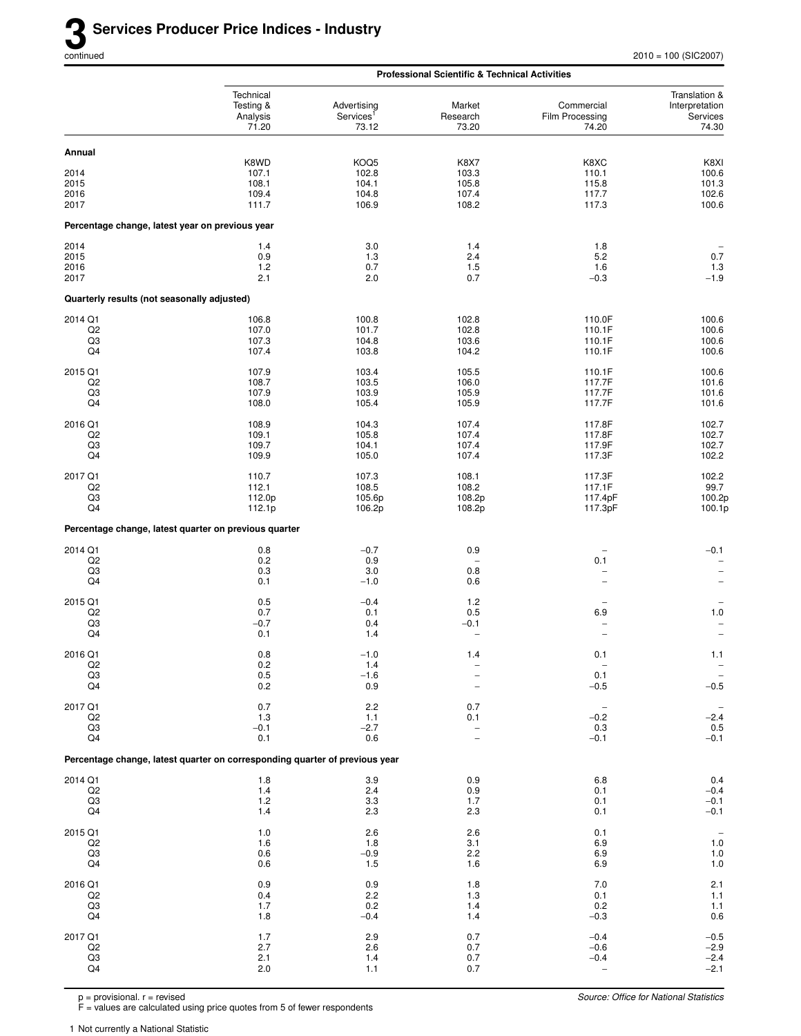# 3 Services Producer Price Indices - Industry

continued

2010 = 100 (SIC2007)

| | Professional Scientific & Technical Activities | | | | |
|---|---|---|---|---|---|
| | Technical Testing & Analysis 71.20 | Advertising Services[1] 73.12 | Market Research 73.20 | Commercial Film Processing 74.20 | Translation & Interpretation Services 74.30 |
| **Annual** | | | | | |
| | K8WD | KOQ5 | K8X7 | K8XC | K8XI |
| 2014 | 107.1 | 102.8 | 103.3 | 110.1 | 100.6 |
| 2015 | 108.1 | 104.1 | 105.8 | 115.8 | 101.3 |
| 2016 | 109.4 | 104.8 | 107.4 | 117.7 | 102.6 |
| 2017 | 111.7 | 106.9 | 108.2 | 117.3 | 100.6 |
| **Percentage change, latest year on previous year** | | | | | |
| 2014 | 1.4 | 3.0 | 1.4 | 1.8 | – |
| 2015 | 0.9 | 1.3 | 2.4 | 5.2 | 0.7 |
| 2016 | 1.2 | 0.7 | 1.5 | 1.6 | 1.3 |
| 2017 | 2.1 | 2.0 | 0.7 | −0.3 | −1.9 |
| **Quarterly results (not seasonally adjusted)** | | | | | |
| 2014 Q1 | 106.8 | 100.8 | 102.8 | 110.0F | 100.6 |
| Q2 | 107.0 | 101.7 | 102.8 | 110.1F | 100.6 |
| Q3 | 107.3 | 104.8 | 103.6 | 110.1F | 100.6 |
| Q4 | 107.4 | 103.8 | 104.2 | 110.1F | 100.6 |
| 2015 Q1 | 107.9 | 103.4 | 105.5 | 110.1F | 100.6 |
| Q2 | 108.7 | 103.5 | 106.0 | 117.7F | 101.6 |
| Q3 | 107.9 | 103.9 | 105.9 | 117.7F | 101.6 |
| Q4 | 108.0 | 105.4 | 105.9 | 117.7F | 101.6 |
| 2016 Q1 | 108.9 | 104.3 | 107.4 | 117.8F | 102.7 |
| Q2 | 109.1 | 105.8 | 107.4 | 117.8F | 102.7 |
| Q3 | 109.7 | 104.1 | 107.4 | 117.9F | 102.7 |
| Q4 | 109.9 | 105.0 | 107.4 | 117.3F | 102.2 |
| 2017 Q1 | 110.7 | 107.3 | 108.1 | 117.3F | 102.2 |
| Q2 | 112.1 | 108.5 | 108.2 | 117.1F | 99.7 |
| Q3 | 112.0p | 105.6p | 108.2p | 117.4pF | 100.2p |
| Q4 | 112.1p | 106.2p | 108.2p | 117.3pF | 100.1p |
| **Percentage change, latest quarter on previous quarter** | | | | | |
| 2014 Q1 | 0.8 | −0.7 | 0.9 | – | −0.1 |
| Q2 | 0.2 | 0.9 | – | 0.1 | – |
| Q3 | 0.3 | 3.0 | 0.8 | – | – |
| Q4 | 0.1 | −1.0 | 0.6 | – | – |
| 2015 Q1 | 0.5 | −0.4 | 1.2 | – | – |
| Q2 | 0.7 | 0.1 | 0.5 | 6.9 | 1.0 |
| Q3 | −0.7 | 0.4 | −0.1 | – | – |
| Q4 | 0.1 | 1.4 | – | – | – |
| 2016 Q1 | 0.8 | −1.0 | 1.4 | 0.1 | 1.1 |
| Q2 | 0.2 | 1.4 | – | – | – |
| Q3 | 0.5 | −1.6 | – | 0.1 | – |
| Q4 | 0.2 | 0.9 | – | −0.5 | −0.5 |
| 2017 Q1 | 0.7 | 2.2 | 0.7 | – | – |
| Q2 | 1.3 | 1.1 | 0.1 | −0.2 | −2.4 |
| Q3 | −0.1 | −2.7 | – | 0.3 | 0.5 |
| Q4 | 0.1 | 0.6 | – | −0.1 | −0.1 |
| **Percentage change, latest quarter on corresponding quarter of previous year** | | | | | |
| 2014 Q1 | 1.8 | 3.9 | 0.9 | 6.8 | 0.4 |
| Q2 | 1.4 | 2.4 | 0.9 | 0.1 | −0.4 |
| Q3 | 1.2 | 3.3 | 1.7 | 0.1 | −0.1 |
| Q4 | 1.4 | 2.3 | 2.3 | 0.1 | −0.1 |
| 2015 Q1 | 1.0 | 2.6 | 2.6 | 0.1 | – |
| Q2 | 1.6 | 1.8 | 3.1 | 6.9 | 1.0 |
| Q3 | 0.6 | −0.9 | 2.2 | 6.9 | 1.0 |
| Q4 | 0.6 | 1.5 | 1.6 | 6.9 | 1.0 |
| 2016 Q1 | 0.9 | 0.9 | 1.8 | 7.0 | 2.1 |
| Q2 | 0.4 | 2.2 | 1.3 | 0.1 | 1.1 |
| Q3 | 1.7 | 0.2 | 1.4 | 0.2 | 1.1 |
| Q4 | 1.8 | −0.4 | 1.4 | −0.3 | 0.6 |
| 2017 Q1 | 1.7 | 2.9 | 0.7 | −0.4 | −0.5 |
| Q2 | 2.7 | 2.6 | 0.7 | −0.6 | −2.9 |
| Q3 | 2.1 | 1.4 | 0.7 | −0.4 | −2.4 |
| Q4 | 2.0 | 1.1 | 0.7 | – | −2.1 |

p = provisional. r = revised
F = values are calculated using price quotes from 5 of fewer respondents

*Source: Office for National Statistics*

1 Not currently a National Statistic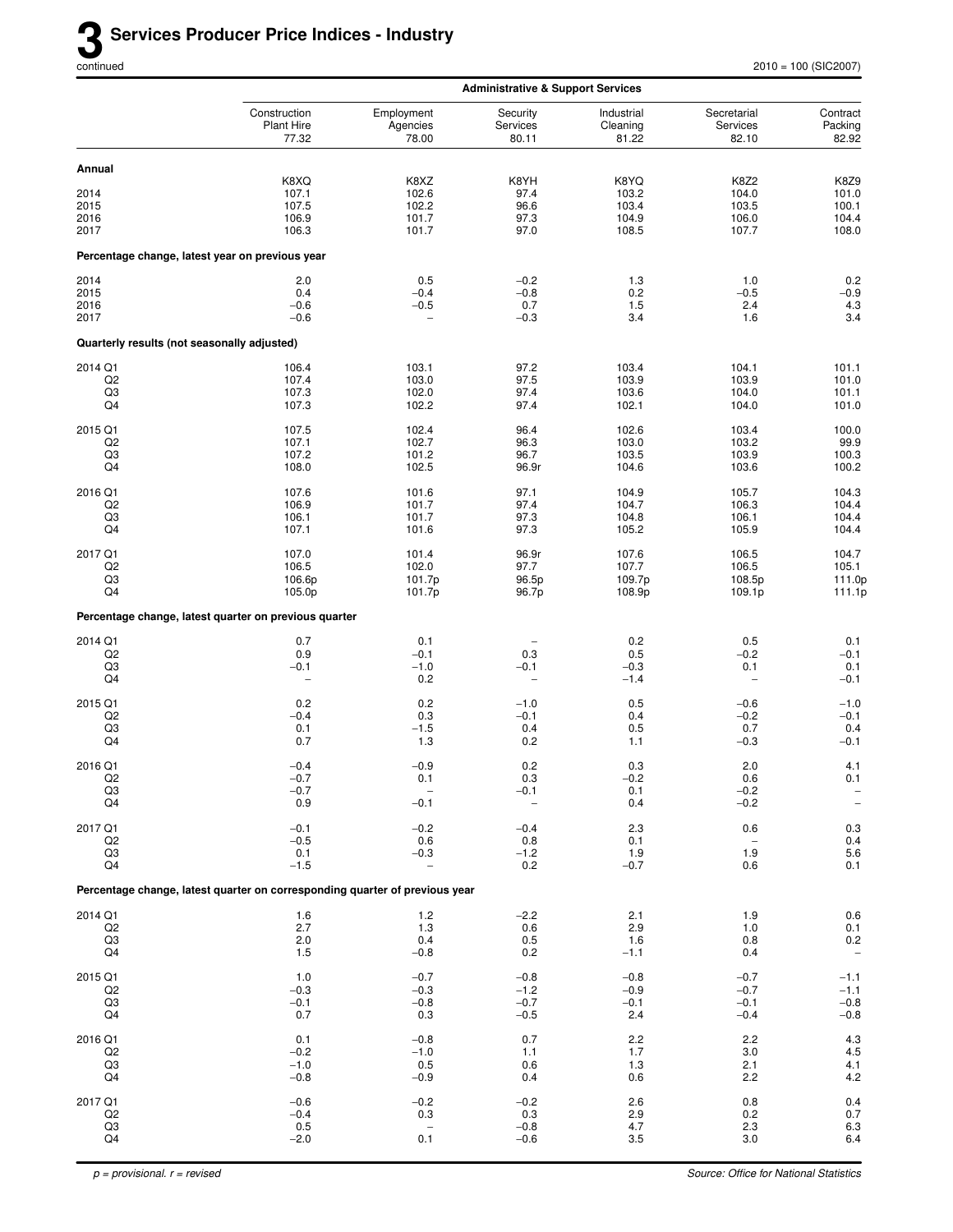# 3 Services Producer Price Indices - Industry

continued

2010 = 100 (SIC2007)

| | Administrative & Support Services | | | | | |
|---|---|---|---|---|---|---|
| | Construction Plant Hire 77.32 | Employment Agencies 78.00 | Security Services 80.11 | Industrial Cleaning 81.22 | Secretarial Services 82.10 | Contract Packing 82.92 |
| **Annual** | | | | | | |
| | K8XQ | K8XZ | K8YH | K8YQ | K8Z2 | K8Z9 |
| 2014 | 107.1 | 102.6 | 97.4 | 103.2 | 104.0 | 101.0 |
| 2015 | 107.5 | 102.2 | 96.6 | 103.4 | 103.5 | 100.1 |
| 2016 | 106.9 | 101.7 | 97.3 | 104.9 | 106.0 | 104.4 |
| 2017 | 106.3 | 101.7 | 97.0 | 108.5 | 107.7 | 108.0 |
| **Percentage change, latest year on previous year** | | | | | | |
| 2014 | 2.0 | 0.5 | −0.2 | 1.3 | 1.0 | 0.2 |
| 2015 | 0.4 | −0.4 | −0.8 | 0.2 | −0.5 | −0.9 |
| 2016 | −0.6 | −0.5 | 0.7 | 1.5 | 2.4 | 4.3 |
| 2017 | −0.6 | – | −0.3 | 3.4 | 1.6 | 3.4 |
| **Quarterly results (not seasonally adjusted)** | | | | | | |
| 2014 Q1 | 106.4 | 103.1 | 97.2 | 103.4 | 104.1 | 101.1 |
| Q2 | 107.4 | 103.0 | 97.5 | 103.9 | 103.9 | 101.0 |
| Q3 | 107.3 | 102.0 | 97.4 | 103.6 | 104.0 | 101.1 |
| Q4 | 107.3 | 102.2 | 97.4 | 102.1 | 104.0 | 101.0 |
| 2015 Q1 | 107.5 | 102.4 | 96.4 | 102.6 | 103.4 | 100.0 |
| Q2 | 107.1 | 102.7 | 96.3 | 103.0 | 103.2 | 99.9 |
| Q3 | 107.2 | 101.2 | 96.7 | 103.5 | 103.9 | 100.3 |
| Q4 | 108.0 | 102.5 | 96.9r | 104.6 | 103.6 | 100.2 |
| 2016 Q1 | 107.6 | 101.6 | 97.1 | 104.9 | 105.7 | 104.3 |
| Q2 | 106.9 | 101.7 | 97.4 | 104.7 | 106.3 | 104.4 |
| Q3 | 106.1 | 101.7 | 97.3 | 104.8 | 106.1 | 104.4 |
| Q4 | 107.1 | 101.6 | 97.3 | 105.2 | 105.9 | 104.4 |
| 2017 Q1 | 107.0 | 101.4 | 96.9r | 107.6 | 106.5 | 104.7 |
| Q2 | 106.5 | 102.0 | 97.7 | 107.7 | 106.5 | 105.1 |
| Q3 | 106.6p | 101.7p | 96.5p | 109.7p | 108.5p | 111.0p |
| Q4 | 105.0p | 101.7p | 96.7p | 108.9p | 109.1p | 111.1p |
| **Percentage change, latest quarter on previous quarter** | | | | | | |
| 2014 Q1 | 0.7 | 0.1 | – | 0.2 | 0.5 | 0.1 |
| Q2 | 0.9 | −0.1 | 0.3 | 0.5 | −0.2 | −0.1 |
| Q3 | −0.1 | −1.0 | −0.1 | −0.3 | 0.1 | 0.1 |
| Q4 | – | 0.2 | – | −1.4 | – | −0.1 |
| 2015 Q1 | 0.2 | 0.2 | −1.0 | 0.5 | −0.6 | −1.0 |
| Q2 | −0.4 | 0.3 | −0.1 | 0.4 | −0.2 | −0.1 |
| Q3 | 0.1 | −1.5 | 0.4 | 0.5 | 0.7 | 0.4 |
| Q4 | 0.7 | 1.3 | 0.2 | 1.1 | −0.3 | −0.1 |
| 2016 Q1 | −0.4 | −0.9 | 0.2 | 0.3 | 2.0 | 4.1 |
| Q2 | −0.7 | 0.1 | 0.3 | −0.2 | 0.6 | 0.1 |
| Q3 | −0.7 | – | −0.1 | 0.1 | −0.2 | – |
| Q4 | 0.9 | −0.1 | – | 0.4 | −0.2 | – |
| 2017 Q1 | −0.1 | −0.2 | −0.4 | 2.3 | 0.6 | 0.3 |
| Q2 | −0.5 | 0.6 | 0.8 | 0.1 | – | 0.4 |
| Q3 | 0.1 | −0.3 | −1.2 | 1.9 | 1.9 | 5.6 |
| Q4 | −1.5 | – | 0.2 | −0.7 | 0.6 | 0.1 |
| **Percentage change, latest quarter on corresponding quarter of previous year** | | | | | | |
| 2014 Q1 | 1.6 | 1.2 | −2.2 | 2.1 | 1.9 | 0.6 |
| Q2 | 2.7 | 1.3 | 0.6 | 2.9 | 1.0 | 0.1 |
| Q3 | 2.0 | 0.4 | 0.5 | 1.6 | 0.8 | 0.2 |
| Q4 | 1.5 | −0.8 | 0.2 | −1.1 | 0.4 | – |
| 2015 Q1 | 1.0 | −0.7 | −0.8 | −0.8 | −0.7 | −1.1 |
| Q2 | −0.3 | −0.3 | −1.2 | −0.9 | −0.7 | −1.1 |
| Q3 | −0.1 | −0.8 | −0.7 | −0.1 | −0.1 | −0.8 |
| Q4 | 0.7 | 0.3 | −0.5 | 2.4 | −0.4 | −0.8 |
| 2016 Q1 | 0.1 | −0.8 | 0.7 | 2.2 | 2.2 | 4.3 |
| Q2 | −0.2 | −1.0 | 1.1 | 1.7 | 3.0 | 4.5 |
| Q3 | −1.0 | 0.5 | 0.6 | 1.3 | 2.1 | 4.1 |
| Q4 | −0.8 | −0.9 | 0.4 | 0.6 | 2.2 | 4.2 |
| 2017 Q1 | −0.6 | −0.2 | −0.2 | 2.6 | 0.8 | 0.4 |
| Q2 | −0.4 | 0.3 | 0.3 | 2.9 | 0.2 | 0.7 |
| Q3 | 0.5 | – | −0.8 | 4.7 | 2.3 | 6.3 |
| Q4 | −2.0 | 0.1 | −0.6 | 3.5 | 3.0 | 6.4 |

*p = provisional. r = revised*

*Source: Office for National Statistics*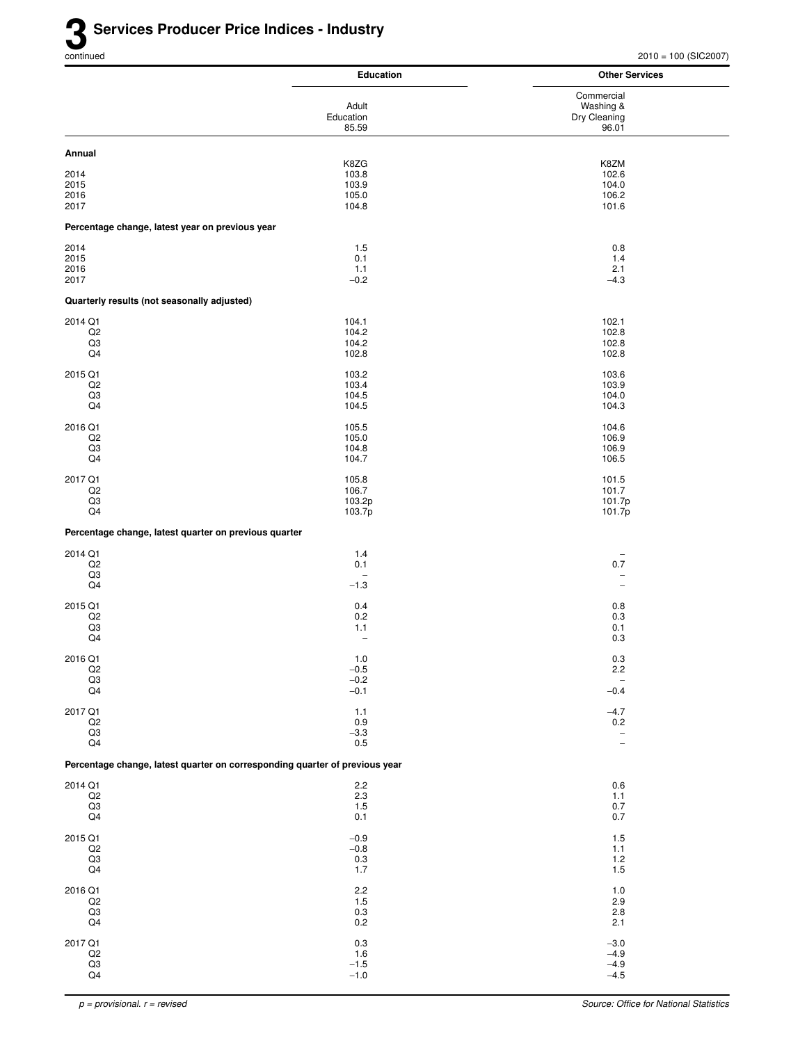# 3 Services Producer Price Indices - Industry

continued

2010 = 100 (SIC2007)

| | Education | Other Services |
|---|---|---|
| | Adult Education 85.59 | Commercial Washing & Dry Cleaning 96.01 |
| **Annual** | | |
| | K8ZG | K8ZM |
| 2014 | 103.8 | 102.6 |
| 2015 | 103.9 | 104.0 |
| 2016 | 105.0 | 106.2 |
| 2017 | 104.8 | 101.6 |
| **Percentage change, latest year on previous year** | | |
| 2014 | 1.5 | 0.8 |
| 2015 | 0.1 | 1.4 |
| 2016 | 1.1 | 2.1 |
| 2017 | −0.2 | −4.3 |
| **Quarterly results (not seasonally adjusted)** | | |
| 2014 Q1 | 104.1 | 102.1 |
| Q2 | 104.2 | 102.8 |
| Q3 | 104.2 | 102.8 |
| Q4 | 102.8 | 102.8 |
| 2015 Q1 | 103.2 | 103.6 |
| Q2 | 103.4 | 103.9 |
| Q3 | 104.5 | 104.0 |
| Q4 | 104.5 | 104.3 |
| 2016 Q1 | 105.5 | 104.6 |
| Q2 | 105.0 | 106.9 |
| Q3 | 104.8 | 106.9 |
| Q4 | 104.7 | 106.5 |
| 2017 Q1 | 105.8 | 101.5 |
| Q2 | 106.7 | 101.7 |
| Q3 | 103.2p | 101.7p |
| Q4 | 103.7p | 101.7p |
| **Percentage change, latest quarter on previous quarter** | | |
| 2014 Q1 | 1.4 | – |
| Q2 | 0.1 | 0.7 |
| Q3 | – | – |
| Q4 | −1.3 | – |
| 2015 Q1 | 0.4 | 0.8 |
| Q2 | 0.2 | 0.3 |
| Q3 | 1.1 | 0.1 |
| Q4 | – | 0.3 |
| 2016 Q1 | 1.0 | 0.3 |
| Q2 | −0.5 | 2.2 |
| Q3 | −0.2 | – |
| Q4 | −0.1 | −0.4 |
| 2017 Q1 | 1.1 | −4.7 |
| Q2 | 0.9 | 0.2 |
| Q3 | −3.3 | – |
| Q4 | 0.5 | – |
| **Percentage change, latest quarter on corresponding quarter of previous year** | | |
| 2014 Q1 | 2.2 | 0.6 |
| Q2 | 2.3 | 1.1 |
| Q3 | 1.5 | 0.7 |
| Q4 | 0.1 | 0.7 |
| 2015 Q1 | −0.9 | 1.5 |
| Q2 | −0.8 | 1.1 |
| Q3 | 0.3 | 1.2 |
| Q4 | 1.7 | 1.5 |
| 2016 Q1 | 2.2 | 1.0 |
| Q2 | 1.5 | 2.9 |
| Q3 | 0.3 | 2.8 |
| Q4 | 0.2 | 2.1 |
| 2017 Q1 | 0.3 | −3.0 |
| Q2 | 1.6 | −4.9 |
| Q3 | −1.5 | −4.9 |
| Q4 | −1.0 | −4.5 |

*p = provisional. r = revised*

*Source: Office for National Statistics*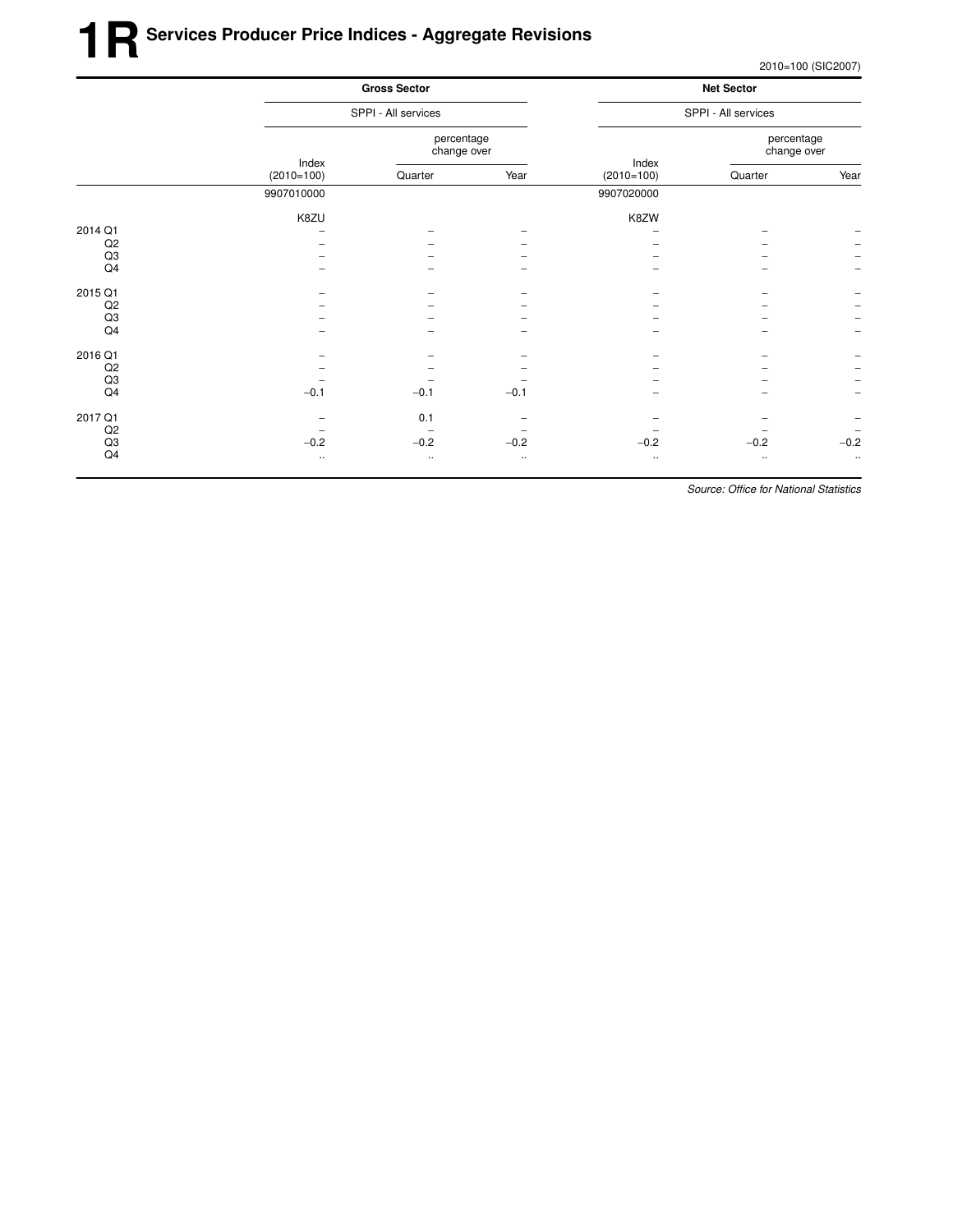# 1R Services Producer Price Indices - Aggregate Revisions

2010=100 (SIC2007)

| | Gross Sector | | | Net Sector | | |
|---|---|---|---|---|---|---|
| | SPPI - All services | | | SPPI - All services | | |
| | Index (2010=100) | percentage change over Quarter | percentage change over Year | Index (2010=100) | percentage change over Quarter | percentage change over Year |
| | 9907010000 | | | 9907020000 | | |
| | K8ZU | | | K8ZW | | |
| 2014 Q1 | – | – | – | – | – | – |
| Q2 | – | – | – | – | – | – |
| Q3 | – | – | – | – | – | – |
| Q4 | – | – | – | – | – | – |
| 2015 Q1 | – | – | – | – | – | – |
| Q2 | – | – | – | – | – | – |
| Q3 | – | – | – | – | – | – |
| Q4 | – | – | – | – | – | – |
| 2016 Q1 | – | – | – | – | – | – |
| Q2 | – | – | – | – | – | – |
| Q3 | – | – | – | – | – | – |
| Q4 | −0.1 | −0.1 | −0.1 | – | – | – |
| 2017 Q1 | – | 0.1 | – | – | – | – |
| Q2 | – | – | – | – | – | – |
| Q3 | −0.2 | −0.2 | −0.2 | −0.2 | −0.2 | −0.2 |
| Q4 | .. | .. | .. | .. | .. | .. |

*Source: Office for National Statistics*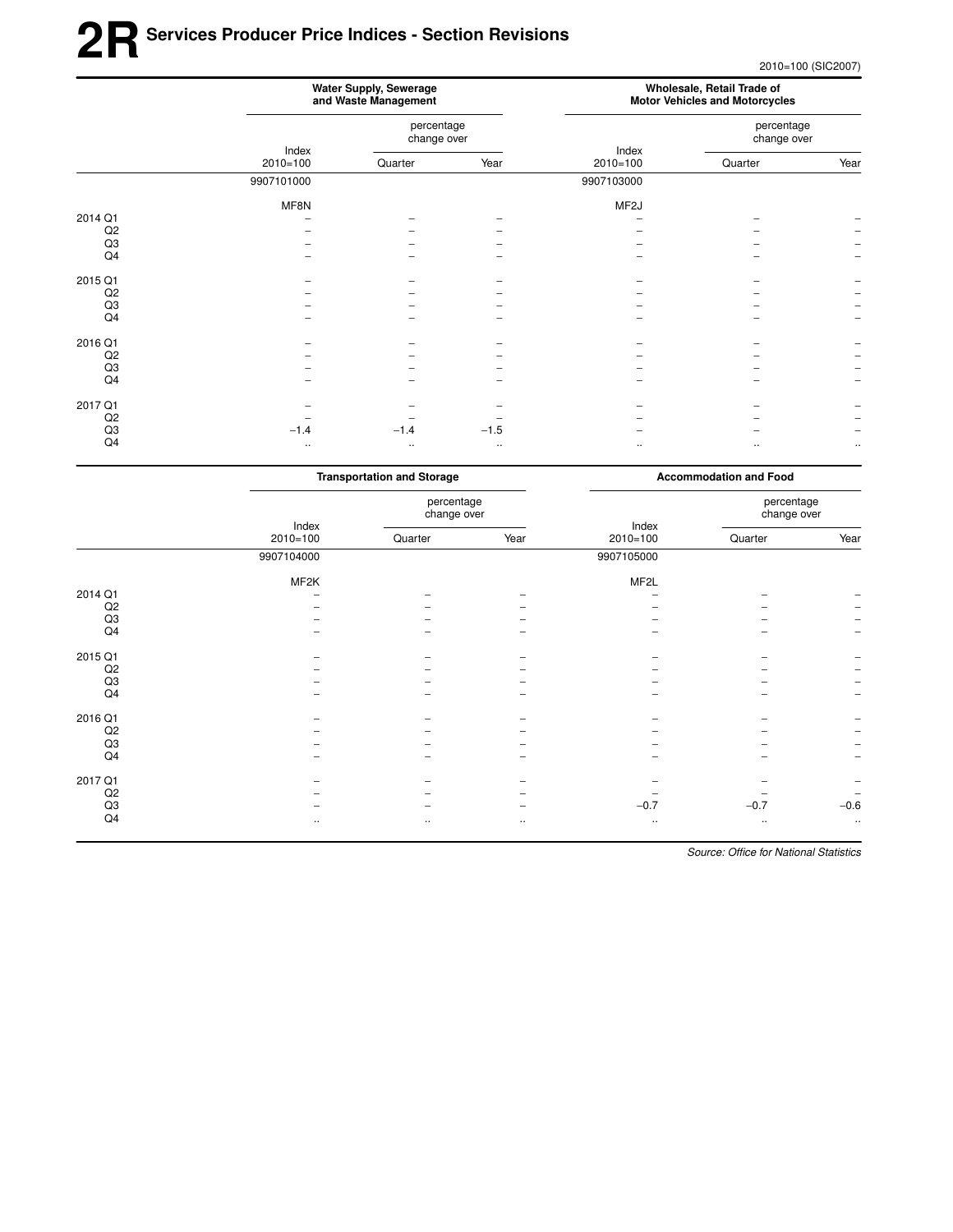# 2R Services Producer Price Indices - Section Revisions

2010=100 (SIC2007)

| | Water Supply, Sewerage and Waste Management | | | Wholesale, Retail Trade of Motor Vehicles and Motorcycles | | |
|---|---|---|---|---|---|---|
| | Index 2010=100 | percentage change over Quarter | Year | Index 2010=100 | percentage change over Quarter | Year |
| | 9907101000 | | | 9907103000 | | |
| | MF8N | | | MF2J | | |
| 2014 Q1 | – | – | – | – | – | – |
| Q2 | – | – | – | – | – | – |
| Q3 | – | – | – | – | – | – |
| Q4 | – | – | – | – | – | – |
| 2015 Q1 | – | – | – | – | – | – |
| Q2 | – | – | – | – | – | – |
| Q3 | – | – | – | – | – | – |
| Q4 | – | – | – | – | – | – |
| 2016 Q1 | – | – | – | – | – | – |
| Q2 | – | – | – | – | – | – |
| Q3 | – | – | – | – | – | – |
| Q4 | – | – | – | – | – | – |
| 2017 Q1 | – | – | – | – | – | – |
| Q2 | – | – | – | – | – | – |
| Q3 | −1.4 | −1.4 | −1.5 | – | – | – |
| Q4 | .. | .. | .. | .. | .. | .. |

| | Transportation and Storage | | | Accommodation and Food | | |
|---|---|---|---|---|---|---|
| | Index 2010=100 | percentage change over Quarter | Year | Index 2010=100 | percentage change over Quarter | Year |
| | 9907104000 | | | 9907105000 | | |
| | MF2K | | | MF2L | | |
| 2014 Q1 | – | – | – | – | – | – |
| Q2 | – | – | – | – | – | – |
| Q3 | – | – | – | – | – | – |
| Q4 | – | – | – | – | – | – |
| 2015 Q1 | – | – | – | – | – | – |
| Q2 | – | – | – | – | – | – |
| Q3 | – | – | – | – | – | – |
| Q4 | – | – | – | – | – | – |
| 2016 Q1 | – | – | – | – | – | – |
| Q2 | – | – | – | – | – | – |
| Q3 | – | – | – | – | – | – |
| Q4 | – | – | – | – | – | – |
| 2017 Q1 | – | – | – | – | – | – |
| Q2 | – | – | – | – | – | – |
| Q3 | – | – | – | −0.7 | −0.7 | −0.6 |
| Q4 | .. | .. | .. | .. | .. | .. |

*Source: Office for National Statistics*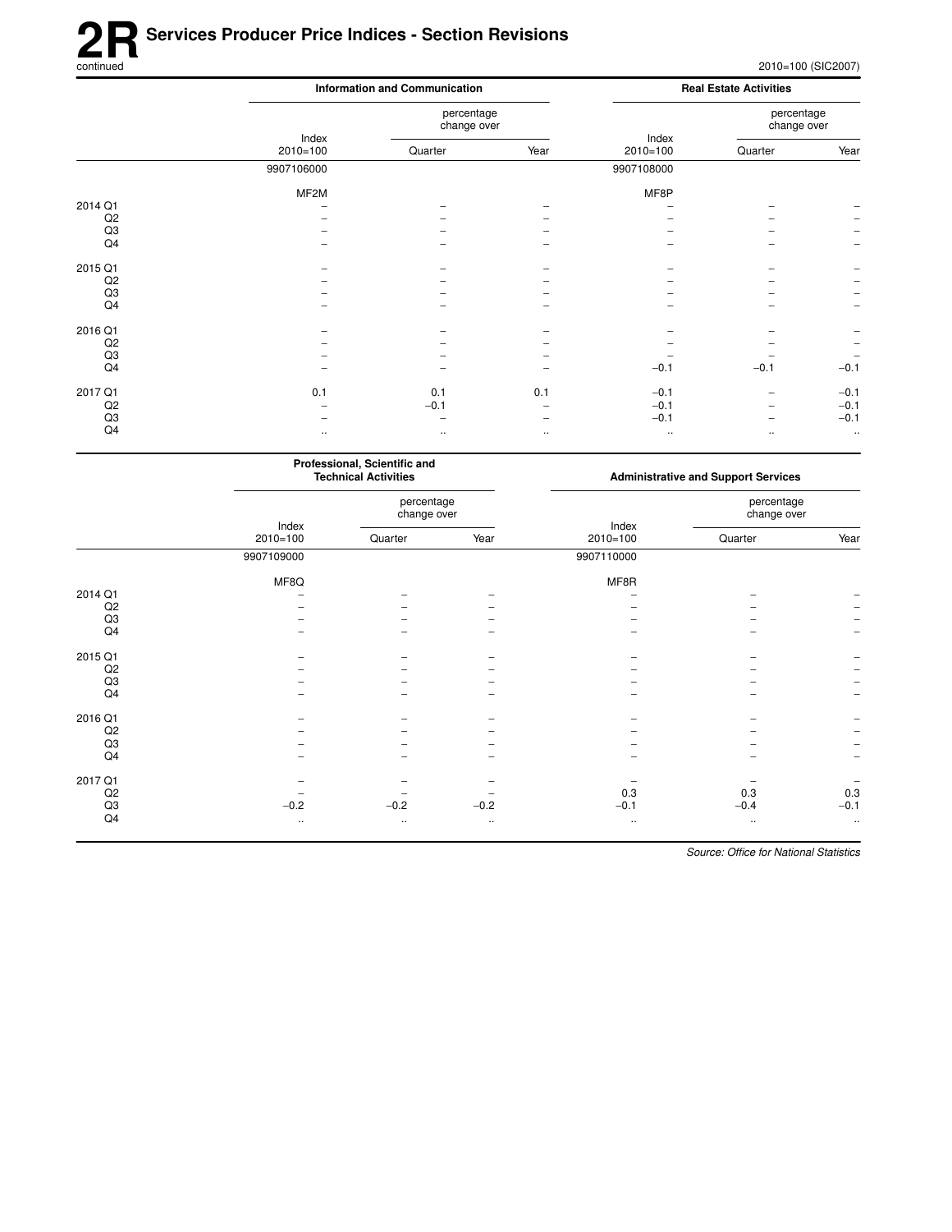# 2R Services Producer Price Indices - Section Revisions

continued

2010=100 (SIC2007)

| | Information and Communication | | | Real Estate Activities | | |
|---|---|---|---|---|---|---|
| | | percentage change over | | | percentage change over | |
| | Index 2010=100 | Quarter | Year | Index 2010=100 | Quarter | Year |
| | 9907106000 | | | 9907108000 | | |
| | MF2M | | | MF8P | | |
| 2014 Q1 | – | – | – | – | – | – |
| Q2 | – | – | – | – | – | – |
| Q3 | – | – | – | – | – | – |
| Q4 | – | – | – | – | – | – |
| 2015 Q1 | – | – | – | – | – | – |
| Q2 | – | – | – | – | – | – |
| Q3 | – | – | – | – | – | – |
| Q4 | – | – | – | – | – | – |
| 2016 Q1 | – | – | – | – | – | – |
| Q2 | – | – | – | – | – | – |
| Q3 | – | – | – | – | – | – |
| Q4 | – | – | – | –0.1 | –0.1 | –0.1 |
| 2017 Q1 | 0.1 | 0.1 | 0.1 | –0.1 | – | –0.1 |
| Q2 | – | –0.1 | – | –0.1 | – | –0.1 |
| Q3 | – | – | – | –0.1 | – | –0.1 |
| Q4 | .. | .. | .. | .. | .. | .. |

| | Professional, Scientific and Technical Activities | | | Administrative and Support Services | | |
|---|---|---|---|---|---|---|
| | | percentage change over | | | percentage change over | |
| | Index 2010=100 | Quarter | Year | Index 2010=100 | Quarter | Year |
| | 9907109000 | | | 9907110000 | | |
| | MF8Q | | | MF8R | | |
| 2014 Q1 | – | – | – | – | – | – |
| Q2 | – | – | – | – | – | – |
| Q3 | – | – | – | – | – | – |
| Q4 | – | – | – | – | – | – |
| 2015 Q1 | – | – | – | – | – | – |
| Q2 | – | – | – | – | – | – |
| Q3 | – | – | – | – | – | – |
| Q4 | – | – | – | – | – | – |
| 2016 Q1 | – | – | – | – | – | – |
| Q2 | – | – | – | – | – | – |
| Q3 | – | – | – | – | – | – |
| Q4 | – | – | – | – | – | – |
| 2017 Q1 | – | – | – | – | – | – |
| Q2 | – | – | – | 0.3 | 0.3 | 0.3 |
| Q3 | –0.2 | –0.2 | –0.2 | –0.1 | –0.4 | –0.1 |
| Q4 | .. | .. | .. | .. | .. | .. |

*Source: Office for National Statistics*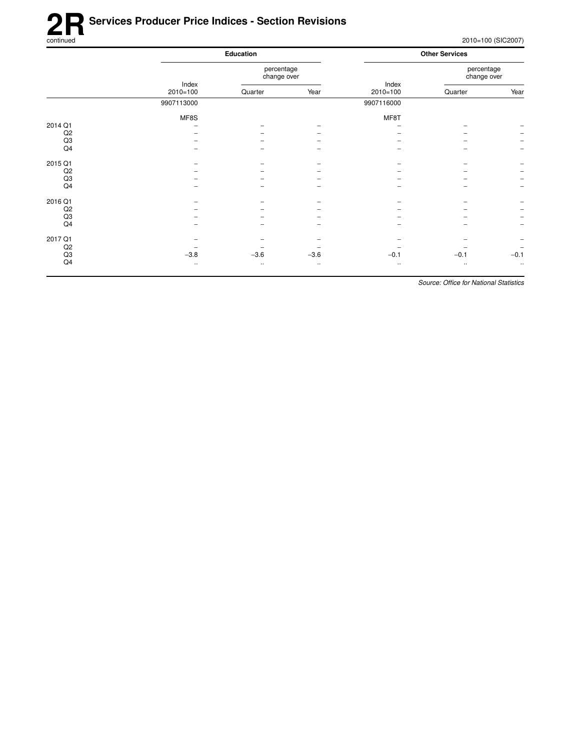# 2R Services Producer Price Indices - Section Revisions

continued

2010=100 (SIC2007)

| | Education | | | Other Services | | |
|---|---|---|---|---|---|---|
| | | percentage change over | | | percentage change over | |
| | Index 2010=100 | Quarter | Year | Index 2010=100 | Quarter | Year |
| | 9907113000 | | | 9907116000 | | |
| | MF8S | | | MF8T | | |
| 2014 Q1 | – | – | – | – | – | – |
| Q2 | – | – | – | – | – | – |
| Q3 | – | – | – | – | – | – |
| Q4 | – | – | – | – | – | – |
| 2015 Q1 | – | – | – | – | – | – |
| Q2 | – | – | – | – | – | – |
| Q3 | – | – | – | – | – | – |
| Q4 | – | – | – | – | – | – |
| 2016 Q1 | – | – | – | – | – | – |
| Q2 | – | – | – | – | – | – |
| Q3 | – | – | – | – | – | – |
| Q4 | – | – | – | – | – | – |
| 2017 Q1 | – | – | – | – | – | – |
| Q2 | – | – | – | – | – | – |
| Q3 | −3.8 | −3.6 | −3.6 | −0.1 | −0.1 | −0.1 |
| Q4 | .. | .. | .. | .. | .. | .. |

*Source: Office for National Statistics*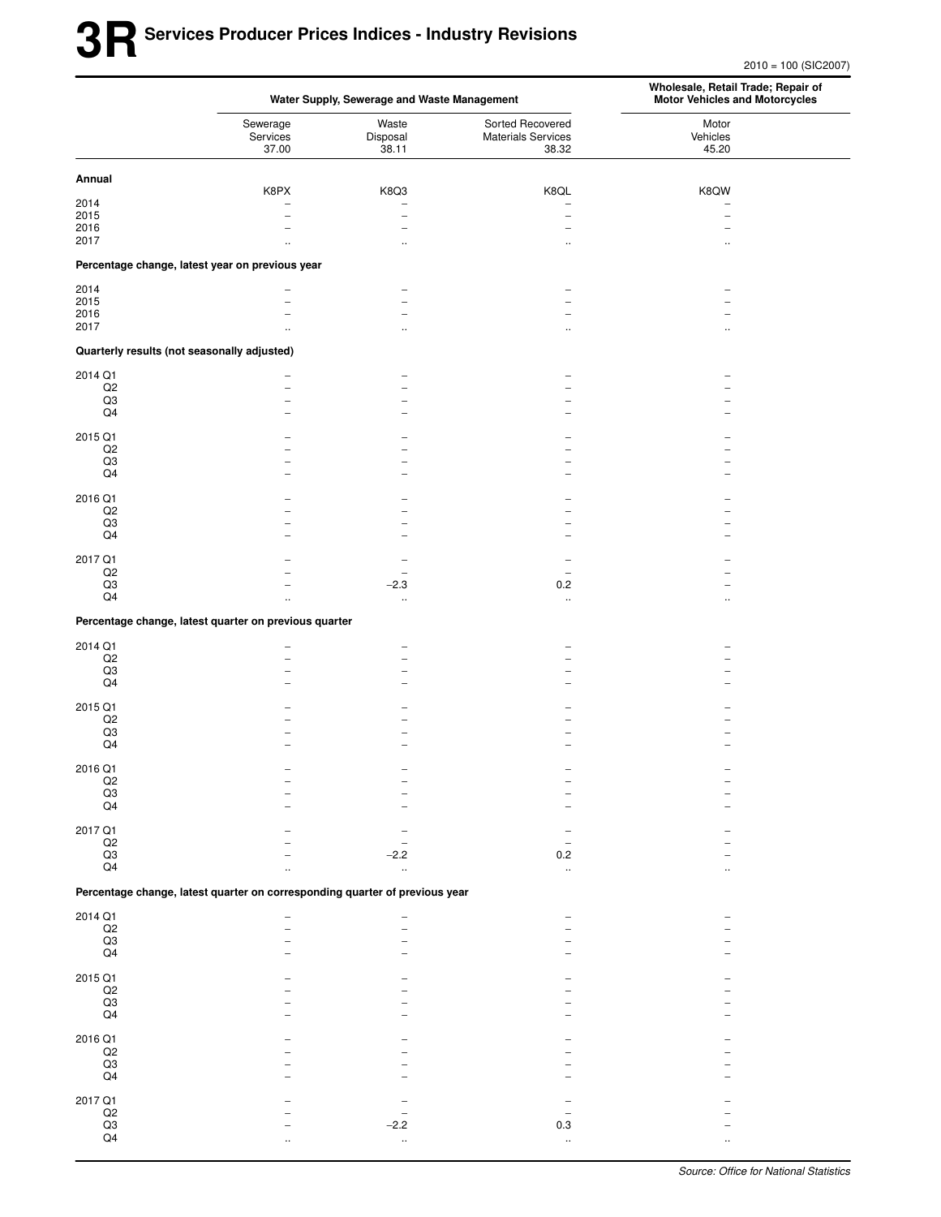# 3R Services Producer Prices Indices - Industry Revisions

2010 = 100 (SIC2007)

| | Water Supply, Sewerage and Waste Management | | | Wholesale, Retail Trade; Repair of Motor Vehicles and Motorcycles |
|---|---|---|---|---|
| | Sewerage Services 37.00 | Waste Disposal 38.11 | Sorted Recovered Materials Services 38.32 | Motor Vehicles 45.20 |
| **Annual** | K8PX | K8Q3 | K8QL | K8QW |
| 2014 | – | – | – | – |
| 2015 | – | – | – | – |
| 2016 | – | – | – | – |
| 2017 | .. | .. | .. | .. |
| **Percentage change, latest year on previous year** | | | | |
| 2014 | – | – | – | – |
| 2015 | – | – | – | – |
| 2016 | – | – | – | – |
| 2017 | .. | .. | .. | .. |
| **Quarterly results (not seasonally adjusted)** | | | | |
| 2014 Q1 | – | – | – | – |
| Q2 | – | – | – | – |
| Q3 | – | – | – | – |
| Q4 | – | – | – | – |
| 2015 Q1 | – | – | – | – |
| Q2 | – | – | – | – |
| Q3 | – | – | – | – |
| Q4 | – | – | – | – |
| 2016 Q1 | – | – | – | – |
| Q2 | – | – | – | – |
| Q3 | – | – | – | – |
| Q4 | – | – | – | – |
| 2017 Q1 | – | – | – | – |
| Q2 | – | – | – | – |
| Q3 | – | −2.3 | 0.2 | – |
| Q4 | .. | .. | .. | .. |
| **Percentage change, latest quarter on previous quarter** | | | | |
| 2014 Q1 | – | – | – | – |
| Q2 | – | – | – | – |
| Q3 | – | – | – | – |
| Q4 | – | – | – | – |
| 2015 Q1 | – | – | – | – |
| Q2 | – | – | – | – |
| Q3 | – | – | – | – |
| Q4 | – | – | – | – |
| 2016 Q1 | – | – | – | – |
| Q2 | – | – | – | – |
| Q3 | – | – | – | – |
| Q4 | – | – | – | – |
| 2017 Q1 | – | – | – | – |
| Q2 | – | – | – | – |
| Q3 | – | −2.2 | 0.2 | – |
| Q4 | .. | .. | .. | .. |
| **Percentage change, latest quarter on corresponding quarter of previous year** | | | | |
| 2014 Q1 | – | – | – | – |
| Q2 | – | – | – | – |
| Q3 | – | – | – | – |
| Q4 | – | – | – | – |
| 2015 Q1 | – | – | – | – |
| Q2 | – | – | – | – |
| Q3 | – | – | – | – |
| Q4 | – | – | – | – |
| 2016 Q1 | – | – | – | – |
| Q2 | – | – | – | – |
| Q3 | – | – | – | – |
| Q4 | – | – | – | – |
| 2017 Q1 | – | – | – | – |
| Q2 | – | – | – | – |
| Q3 | – | −2.2 | 0.3 | – |
| Q4 | .. | .. | .. | .. |

*Source: Office for National Statistics*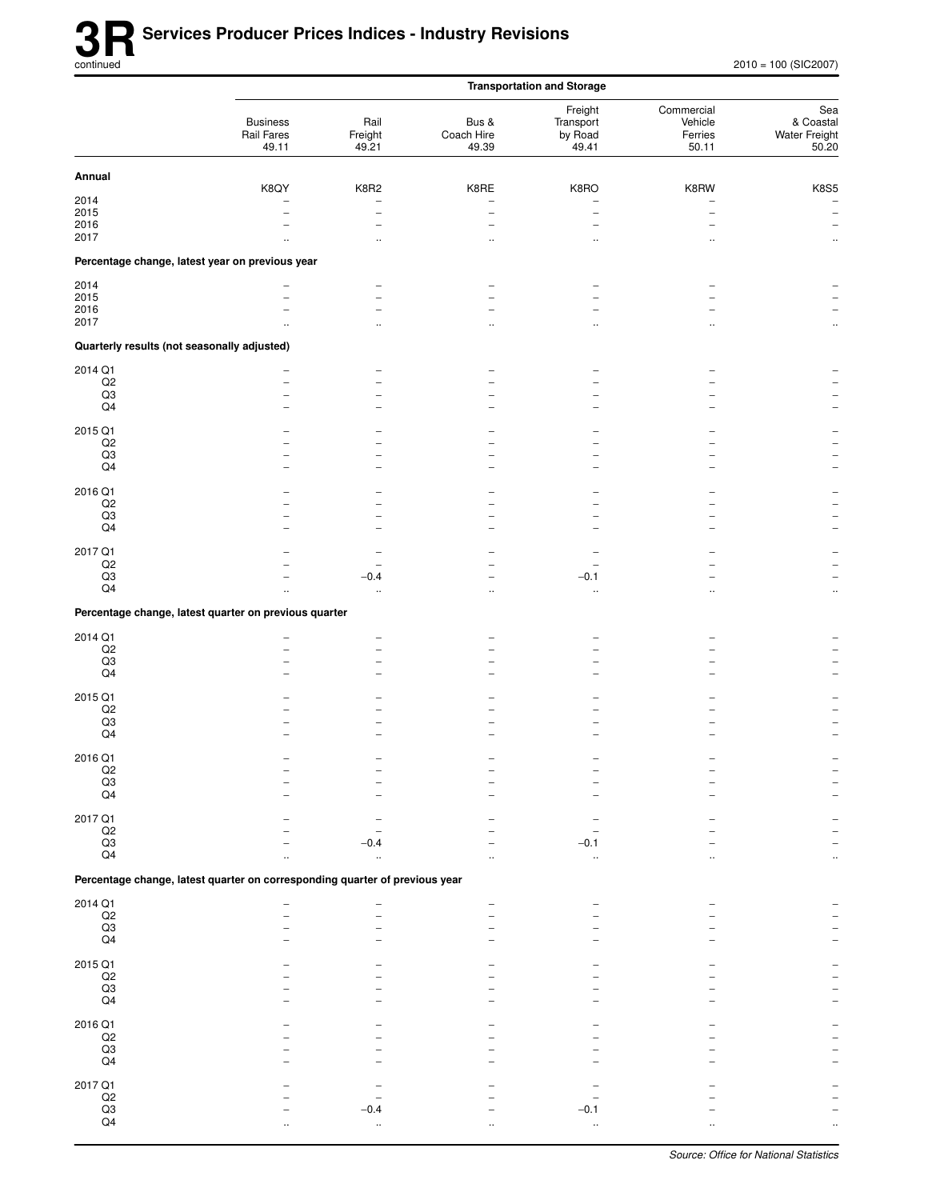# 3R Services Producer Prices Indices - Industry Revisions

continued

2010 = 100 (SIC2007)

| | Transportation and Storage | | | | | |
|---|---|---|---|---|---|---|
| | Business Rail Fares 49.11 | Rail Freight 49.21 | Bus & Coach Hire 49.39 | Freight Transport by Road 49.41 | Commercial Vehicle Ferries 50.11 | Sea & Coastal Water Freight 50.20 |
| **Annual** | K8QY | K8R2 | K8RE | K8RO | K8RW | K8S5 |
| 2014 | – | – | – | – | – | – |
| 2015 | – | – | – | – | – | – |
| 2016 | – | – | – | – | – | – |
| 2017 | .. | .. | .. | .. | .. | .. |
| **Percentage change, latest year on previous year** | | | | | | |
| 2014 | – | – | – | – | – | – |
| 2015 | – | – | – | – | – | – |
| 2016 | – | – | – | – | – | – |
| 2017 | .. | .. | .. | .. | .. | .. |
| **Quarterly results (not seasonally adjusted)** | | | | | | |
| 2014 Q1 | – | – | – | – | – | – |
| Q2 | – | – | – | – | – | – |
| Q3 | – | – | – | – | – | – |
| Q4 | – | – | – | – | – | – |
| 2015 Q1 | – | – | – | – | – | – |
| Q2 | – | – | – | – | – | – |
| Q3 | – | – | – | – | – | – |
| Q4 | – | – | – | – | – | – |
| 2016 Q1 | – | – | – | – | – | – |
| Q2 | – | – | – | – | – | – |
| Q3 | – | – | – | – | – | – |
| Q4 | – | – | – | – | – | – |
| 2017 Q1 | – | – | – | – | – | – |
| Q2 | – | – | – | – | – | – |
| Q3 | – | −0.4 | – | −0.1 | – | – |
| Q4 | .. | .. | .. | .. | .. | .. |
| **Percentage change, latest quarter on previous quarter** | | | | | | |
| 2014 Q1 | – | – | – | – | – | – |
| Q2 | – | – | – | – | – | – |
| Q3 | – | – | – | – | – | – |
| Q4 | – | – | – | – | – | – |
| 2015 Q1 | – | – | – | – | – | – |
| Q2 | – | – | – | – | – | – |
| Q3 | – | – | – | – | – | – |
| Q4 | – | – | – | – | – | – |
| 2016 Q1 | – | – | – | – | – | – |
| Q2 | – | – | – | – | – | – |
| Q3 | – | – | – | – | – | – |
| Q4 | – | – | – | – | – | – |
| 2017 Q1 | – | – | – | – | – | – |
| Q2 | – | – | – | – | – | – |
| Q3 | – | −0.4 | – | −0.1 | – | – |
| Q4 | .. | .. | .. | .. | .. | .. |
| **Percentage change, latest quarter on corresponding quarter of previous year** | | | | | | |
| 2014 Q1 | – | – | – | – | – | – |
| Q2 | – | – | – | – | – | – |
| Q3 | – | – | – | – | – | – |
| Q4 | – | – | – | – | – | – |
| 2015 Q1 | – | – | – | – | – | – |
| Q2 | – | – | – | – | – | – |
| Q3 | – | – | – | – | – | – |
| Q4 | – | – | – | – | – | – |
| 2016 Q1 | – | – | – | – | – | – |
| Q2 | – | – | – | – | – | – |
| Q3 | – | – | – | – | – | – |
| Q4 | – | – | – | – | – | – |
| 2017 Q1 | – | – | – | – | – | – |
| Q2 | – | – | – | – | – | – |
| Q3 | – | −0.4 | – | −0.1 | – | – |
| Q4 | .. | .. | .. | .. | .. | .. |

*Source: Office for National Statistics*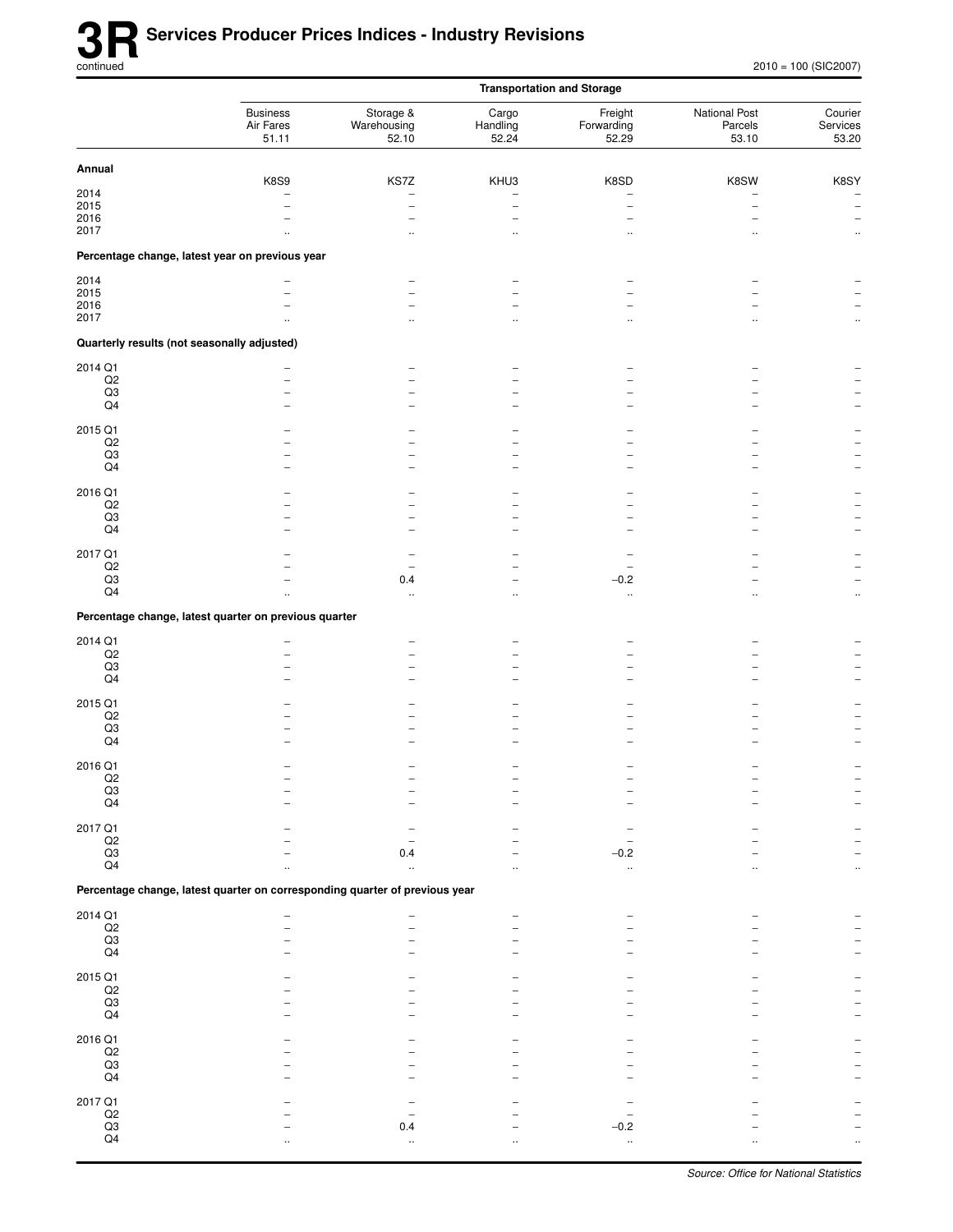# 3R Services Producer Prices Indices - Industry Revisions

continued

2010 = 100 (SIC2007)

| | Transportation and Storage | | | | | |
|---|---|---|---|---|---|---|
| | Business Air Fares 51.11 | Storage & Warehousing 52.10 | Cargo Handling 52.24 | Freight Forwarding 52.29 | National Post Parcels 53.10 | Courier Services 53.20 |
| **Annual** | | | | | | |
| | K8S9 | KS7Z | KHU3 | K8SD | K8SW | K8SY |
| 2014 | – | – | – | – | – | – |
| 2015 | – | – | – | – | – | – |
| 2016 | – | – | – | – | – | – |
| 2017 | .. | .. | .. | .. | .. | .. |
| **Percentage change, latest year on previous year** | | | | | | |
| 2014 | – | – | – | – | – | – |
| 2015 | – | – | – | – | – | – |
| 2016 | – | – | – | – | – | – |
| 2017 | .. | .. | .. | .. | .. | .. |
| **Quarterly results (not seasonally adjusted)** | | | | | | |
| 2014 Q1 | – | – | – | – | – | – |
| Q2 | – | – | – | – | – | – |
| Q3 | – | – | – | – | – | – |
| Q4 | – | – | – | – | – | – |
| 2015 Q1 | – | – | – | – | – | – |
| Q2 | – | – | – | – | – | – |
| Q3 | – | – | – | – | – | – |
| Q4 | – | – | – | – | – | – |
| 2016 Q1 | – | – | – | – | – | – |
| Q2 | – | – | – | – | – | – |
| Q3 | – | – | – | – | – | – |
| Q4 | – | – | – | – | – | – |
| 2017 Q1 | – | – | – | – | – | – |
| Q2 | – | – | – | – | – | – |
| Q3 | – | 0.4 | – | –0.2 | – | – |
| Q4 | .. | .. | .. | .. | .. | .. |
| **Percentage change, latest quarter on previous quarter** | | | | | | |
| 2014 Q1 | – | – | – | – | – | – |
| Q2 | – | – | – | – | – | – |
| Q3 | – | – | – | – | – | – |
| Q4 | – | – | – | – | – | – |
| 2015 Q1 | – | – | – | – | – | – |
| Q2 | – | – | – | – | – | – |
| Q3 | – | – | – | – | – | – |
| Q4 | – | – | – | – | – | – |
| 2016 Q1 | – | – | – | – | – | – |
| Q2 | – | – | – | – | – | – |
| Q3 | – | – | – | – | – | – |
| Q4 | – | – | – | – | – | – |
| 2017 Q1 | – | – | – | – | – | – |
| Q2 | – | – | – | – | – | – |
| Q3 | – | 0.4 | – | –0.2 | – | – |
| Q4 | .. | .. | .. | .. | .. | .. |
| **Percentage change, latest quarter on corresponding quarter of previous year** | | | | | | |
| 2014 Q1 | – | – | – | – | – | – |
| Q2 | – | – | – | – | – | – |
| Q3 | – | – | – | – | – | – |
| Q4 | – | – | – | – | – | – |
| 2015 Q1 | – | – | – | – | – | – |
| Q2 | – | – | – | – | – | – |
| Q3 | – | – | – | – | – | – |
| Q4 | – | – | – | – | – | – |
| 2016 Q1 | – | – | – | – | – | – |
| Q2 | – | – | – | – | – | – |
| Q3 | – | – | – | – | – | – |
| Q4 | – | – | – | – | – | – |
| 2017 Q1 | – | – | – | – | – | – |
| Q2 | – | – | – | – | – | – |
| Q3 | – | 0.4 | – | –0.2 | – | – |
| Q4 | .. | .. | .. | .. | .. | .. |

*Source: Office for National Statistics*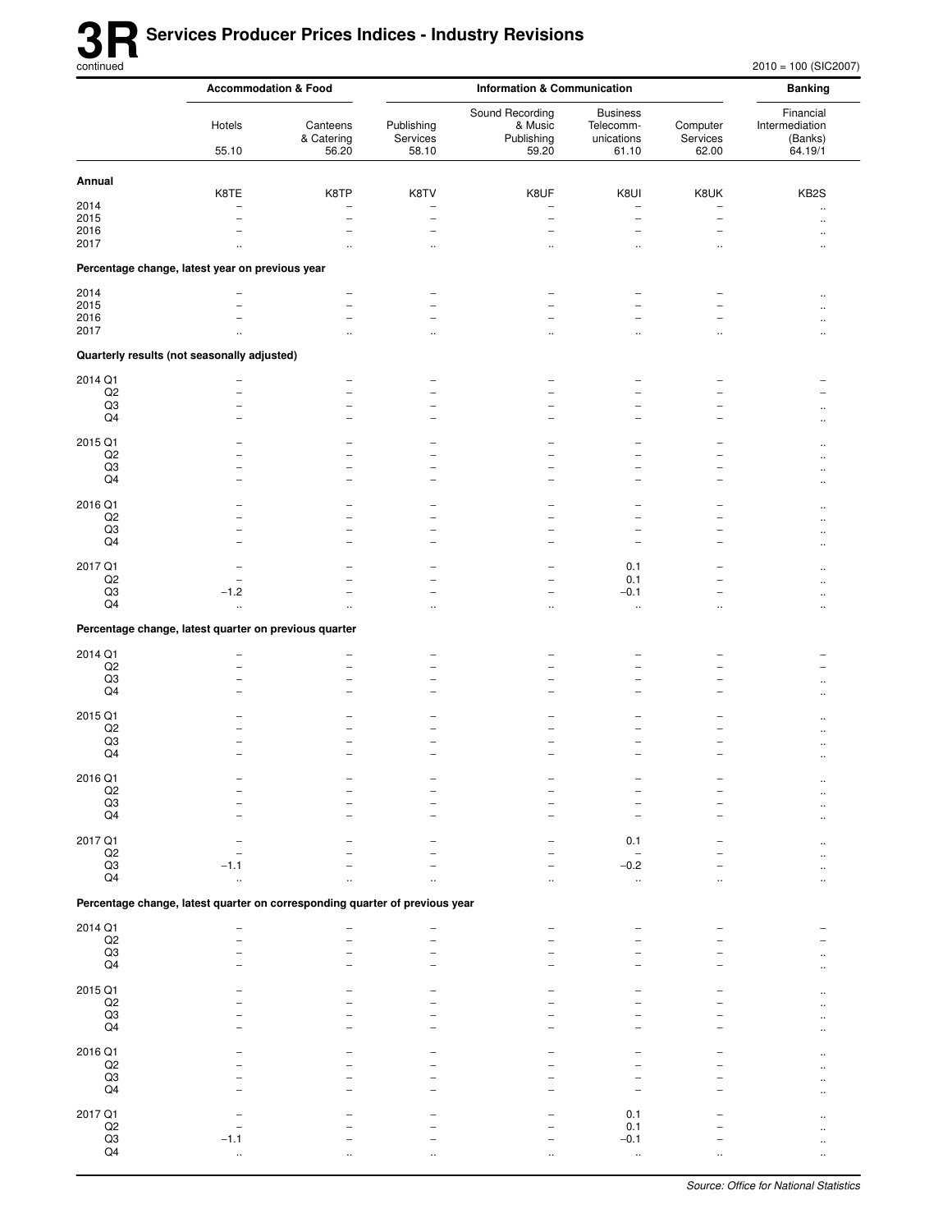# 3R Services Producer Prices Indices - Industry Revisions

continued

2010 = 100 (SIC2007)

| | Accommodation & Food | | Information & Communication | | | | Banking |
|---|---|---|---|---|---|---|---|
| | Hotels 55.10 | Canteens & Catering 56.20 | Publishing Services 58.10 | Sound Recording & Music Publishing 59.20 | Business Telecomm-unications 61.10 | Computer Services 62.00 | Financial Intermediation (Banks) 64.19/1 |
| **Annual** | K8TE | K8TP | K8TV | K8UF | K8UI | K8UK | KB2S |
| 2014 | – | – | – | – | – | – | .. |
| 2015 | – | – | – | – | – | – | .. |
| 2016 | – | – | – | – | – | – | .. |
| 2017 | .. | .. | .. | .. | .. | .. | .. |
| **Percentage change, latest year on previous year** | | | | | | | |
| 2014 | – | – | – | – | – | – | .. |
| 2015 | – | – | – | – | – | – | .. |
| 2016 | – | – | – | – | – | – | .. |
| 2017 | .. | .. | .. | .. | .. | .. | .. |
| **Quarterly results (not seasonally adjusted)** | | | | | | | |
| 2014 Q1 | – | – | – | – | – | – | – |
| Q2 | – | – | – | – | – | – | – |
| Q3 | – | – | – | – | – | – | .. |
| Q4 | – | – | – | – | – | – | .. |
| 2015 Q1 | – | – | – | – | – | – | .. |
| Q2 | – | – | – | – | – | – | .. |
| Q3 | – | – | – | – | – | – | .. |
| Q4 | – | – | – | – | – | – | .. |
| 2016 Q1 | – | – | – | – | – | – | .. |
| Q2 | – | – | – | – | – | – | .. |
| Q3 | – | – | – | – | – | – | .. |
| Q4 | – | – | – | – | – | – | .. |
| 2017 Q1 | – | – | – | – | 0.1 | – | .. |
| Q2 | – | – | – | – | 0.1 | – | .. |
| Q3 | −1.2 | – | – | – | −0.1 | – | .. |
| Q4 | .. | .. | .. | .. | .. | .. | .. |
| **Percentage change, latest quarter on previous quarter** | | | | | | | |
| 2014 Q1 | – | – | – | – | – | – | – |
| Q2 | – | – | – | – | – | – | – |
| Q3 | – | – | – | – | – | – | .. |
| Q4 | – | – | – | – | – | – | .. |
| 2015 Q1 | – | – | – | – | – | – | .. |
| Q2 | – | – | – | – | – | – | .. |
| Q3 | – | – | – | – | – | – | .. |
| Q4 | – | – | – | – | – | – | .. |
| 2016 Q1 | – | – | – | – | – | – | .. |
| Q2 | – | – | – | – | – | – | .. |
| Q3 | – | – | – | – | – | – | .. |
| Q4 | – | – | – | – | – | – | .. |
| 2017 Q1 | – | – | – | – | 0.1 | – | .. |
| Q2 | – | – | – | – | – | – | .. |
| Q3 | −1.1 | – | – | – | −0.2 | – | .. |
| Q4 | .. | .. | .. | .. | .. | .. | .. |
| **Percentage change, latest quarter on corresponding quarter of previous year** | | | | | | | |
| 2014 Q1 | – | – | – | – | – | – | – |
| Q2 | – | – | – | – | – | – | – |
| Q3 | – | – | – | – | – | – | .. |
| Q4 | – | – | – | – | – | – | .. |
| 2015 Q1 | – | – | – | – | – | – | .. |
| Q2 | – | – | – | – | – | – | .. |
| Q3 | – | – | – | – | – | – | .. |
| Q4 | – | – | – | – | – | – | .. |
| 2016 Q1 | – | – | – | – | – | – | .. |
| Q2 | – | – | – | – | – | – | .. |
| Q3 | – | – | – | – | – | – | .. |
| Q4 | – | – | – | – | – | – | .. |
| 2017 Q1 | – | – | – | – | 0.1 | – | .. |
| Q2 | – | – | – | – | 0.1 | – | .. |
| Q3 | −1.1 | – | – | – | −0.1 | – | .. |
| Q4 | .. | .. | .. | .. | .. | .. | .. |

*Source: Office for National Statistics*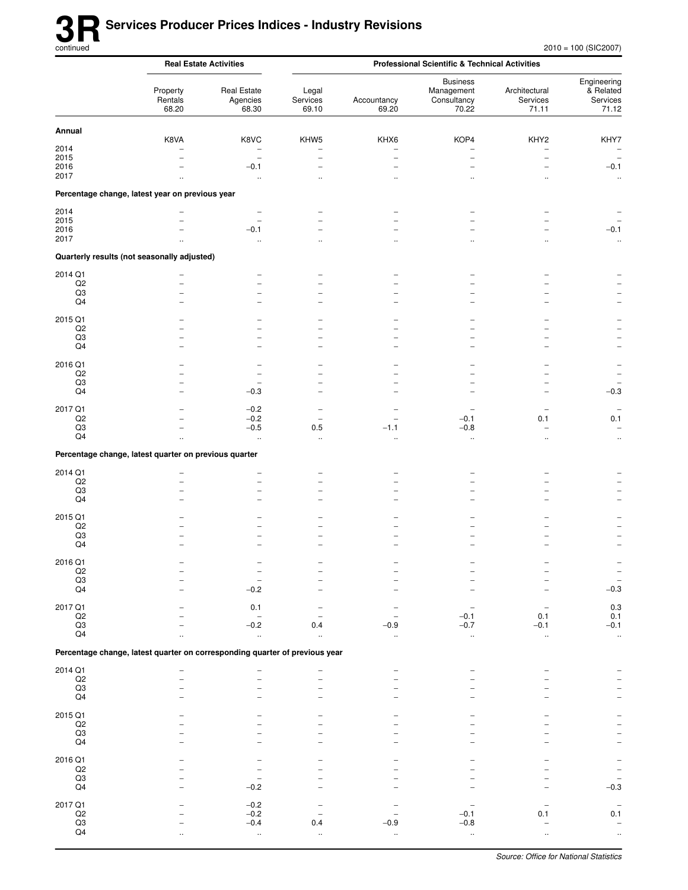# 3R Services Producer Prices Indices - Industry Revisions

continued

2010 = 100 (SIC2007)

| | Real Estate Activities | | Professional Scientific & Technical Activities | | | | |
|---|---|---|---|---|---|---|---|
| | Property Rentals 68.20 | Real Estate Agencies 68.30 | Legal Services 69.10 | Accountancy 69.20 | Business Management Consultancy 70.22 | Architectural Services 71.11 | Engineering & Related Services 71.12 |
| **Annual** | | | | | | | |
| | K8VA | K8VC | KHW5 | KHX6 | KOP4 | KHY2 | KHY7 |
| 2014 | – | – | – | – | – | – | – |
| 2015 | – | – | – | – | – | – | – |
| 2016 | – | −0.1 | – | – | – | – | −0.1 |
| 2017 | .. | .. | .. | .. | .. | .. | .. |
| **Percentage change, latest year on previous year** | | | | | | | |
| 2014 | – | – | – | – | – | – | – |
| 2015 | – | – | – | – | – | – | – |
| 2016 | – | −0.1 | – | – | – | – | −0.1 |
| 2017 | .. | .. | .. | .. | .. | .. | .. |
| **Quarterly results (not seasonally adjusted)** | | | | | | | |
| 2014 Q1 | – | – | – | – | – | – | – |
| Q2 | – | – | – | – | – | – | – |
| Q3 | – | – | – | – | – | – | – |
| Q4 | – | – | – | – | – | – | – |
| 2015 Q1 | – | – | – | – | – | – | – |
| Q2 | – | – | – | – | – | – | – |
| Q3 | – | – | – | – | – | – | – |
| Q4 | – | – | – | – | – | – | – |
| 2016 Q1 | – | – | – | – | – | – | – |
| Q2 | – | – | – | – | – | – | – |
| Q3 | – | – | – | – | – | – | – |
| Q4 | – | −0.3 | – | – | – | – | −0.3 |
| 2017 Q1 | – | −0.2 | – | – | – | – | – |
| Q2 | – | −0.2 | – | – | −0.1 | 0.1 | 0.1 |
| Q3 | – | −0.5 | 0.5 | −1.1 | −0.8 | – | – |
| Q4 | .. | .. | .. | .. | .. | .. | .. |
| **Percentage change, latest quarter on previous quarter** | | | | | | | |
| 2014 Q1 | – | – | – | – | – | – | – |
| Q2 | – | – | – | – | – | – | – |
| Q3 | – | – | – | – | – | – | – |
| Q4 | – | – | – | – | – | – | – |
| 2015 Q1 | – | – | – | – | – | – | – |
| Q2 | – | – | – | – | – | – | – |
| Q3 | – | – | – | – | – | – | – |
| Q4 | – | – | – | – | – | – | – |
| 2016 Q1 | – | – | – | – | – | – | – |
| Q2 | – | – | – | – | – | – | – |
| Q3 | – | – | – | – | – | – | – |
| Q4 | – | −0.2 | – | – | – | – | −0.3 |
| 2017 Q1 | – | 0.1 | – | – | – | – | 0.3 |
| Q2 | – | – | – | – | −0.1 | 0.1 | 0.1 |
| Q3 | – | −0.2 | 0.4 | −0.9 | −0.7 | −0.1 | −0.1 |
| Q4 | .. | .. | .. | .. | .. | .. | .. |
| **Percentage change, latest quarter on corresponding quarter of previous year** | | | | | | | |
| 2014 Q1 | – | – | – | – | – | – | – |
| Q2 | – | – | – | – | – | – | – |
| Q3 | – | – | – | – | – | – | – |
| Q4 | – | – | – | – | – | – | – |
| 2015 Q1 | – | – | – | – | – | – | – |
| Q2 | – | – | – | – | – | – | – |
| Q3 | – | – | – | – | – | – | – |
| Q4 | – | – | – | – | – | – | – |
| 2016 Q1 | – | – | – | – | – | – | – |
| Q2 | – | – | – | – | – | – | – |
| Q3 | – | – | – | – | – | – | – |
| Q4 | – | −0.2 | – | – | – | – | −0.3 |
| 2017 Q1 | – | −0.2 | – | – | – | – | – |
| Q2 | – | −0.2 | – | – | −0.1 | 0.1 | 0.1 |
| Q3 | – | −0.4 | 0.4 | −0.9 | −0.8 | – | – |
| Q4 | .. | .. | .. | .. | .. | .. | .. |

*Source: Office for National Statistics*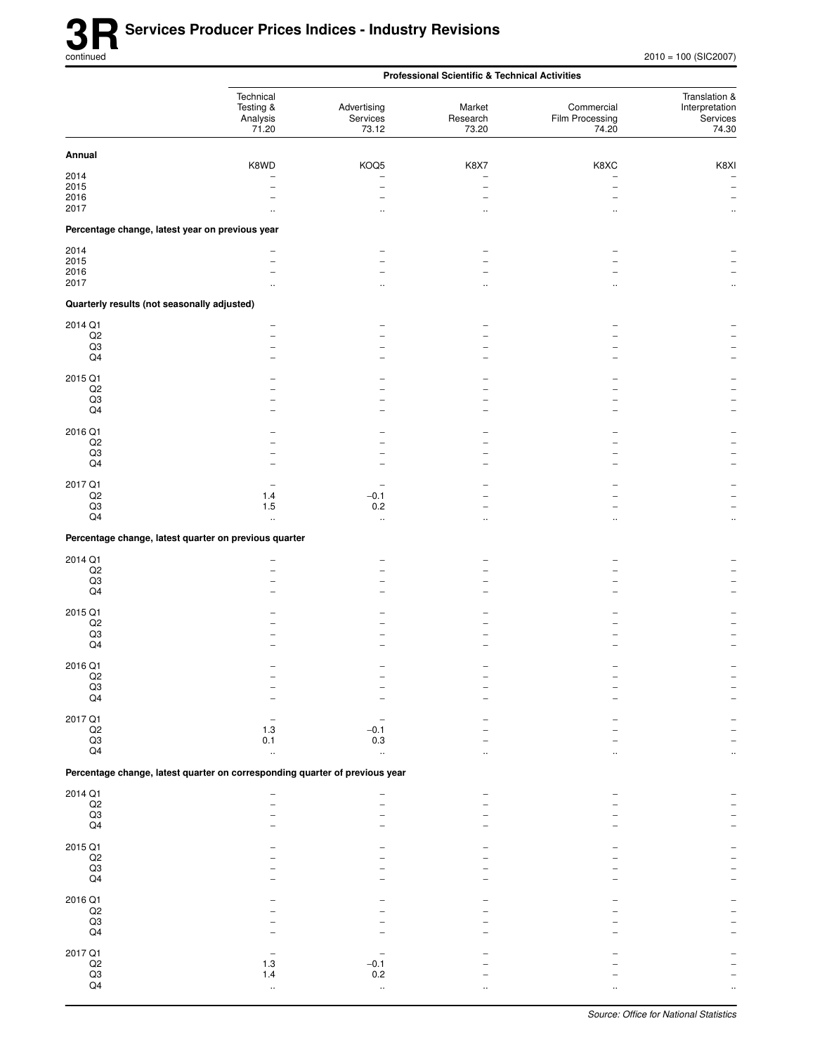# 3R Services Producer Prices Indices - Industry Revisions

continued

2010 = 100 (SIC2007)

| | Professional Scientific & Technical Activities | | | | |
|---|---|---|---|---|---|
| | Technical Testing & Analysis 71.20 | Advertising Services 73.12 | Market Research 73.20 | Commercial Film Processing 74.20 | Translation & Interpretation Services 74.30 |
| **Annual** | | | | | |
| | K8WD | KOQ5 | K8X7 | K8XC | K8XI |
| 2014 | – | – | – | – | – |
| 2015 | – | – | – | – | – |
| 2016 | – | – | – | – | – |
| 2017 | .. | .. | .. | .. | .. |
| **Percentage change, latest year on previous year** | | | | | |
| 2014 | – | – | – | – | – |
| 2015 | – | – | – | – | – |
| 2016 | – | – | – | – | – |
| 2017 | .. | .. | .. | .. | .. |
| **Quarterly results (not seasonally adjusted)** | | | | | |
| 2014 Q1 | – | – | – | – | – |
| Q2 | – | – | – | – | – |
| Q3 | – | – | – | – | – |
| Q4 | – | – | – | – | – |
| 2015 Q1 | – | – | – | – | – |
| Q2 | – | – | – | – | – |
| Q3 | – | – | – | – | – |
| Q4 | – | – | – | – | – |
| 2016 Q1 | – | – | – | – | – |
| Q2 | – | – | – | – | – |
| Q3 | – | – | – | – | – |
| Q4 | – | – | – | – | – |
| 2017 Q1 | – | – | – | – | – |
| Q2 | 1.4 | −0.1 | – | – | – |
| Q3 | 1.5 | 0.2 | – | – | – |
| Q4 | .. | .. | .. | .. | .. |
| **Percentage change, latest quarter on previous quarter** | | | | | |
| 2014 Q1 | – | – | – | – | – |
| Q2 | – | – | – | – | – |
| Q3 | – | – | – | – | – |
| Q4 | – | – | – | – | – |
| 2015 Q1 | – | – | – | – | – |
| Q2 | – | – | – | – | – |
| Q3 | – | – | – | – | – |
| Q4 | – | – | – | – | – |
| 2016 Q1 | – | – | – | – | – |
| Q2 | – | – | – | – | – |
| Q3 | – | – | – | – | – |
| Q4 | – | – | – | – | – |
| 2017 Q1 | – | – | – | – | – |
| Q2 | 1.3 | −0.1 | – | – | – |
| Q3 | 0.1 | 0.3 | – | – | – |
| Q4 | .. | .. | .. | .. | .. |
| **Percentage change, latest quarter on corresponding quarter of previous year** | | | | | |
| 2014 Q1 | – | – | – | – | – |
| Q2 | – | – | – | – | – |
| Q3 | – | – | – | – | – |
| Q4 | – | – | – | – | – |
| 2015 Q1 | – | – | – | – | – |
| Q2 | – | – | – | – | – |
| Q3 | – | – | – | – | – |
| Q4 | – | – | – | – | – |
| 2016 Q1 | – | – | – | – | – |
| Q2 | – | – | – | – | – |
| Q3 | – | – | – | – | – |
| Q4 | – | – | – | – | – |
| 2017 Q1 | – | – | – | – | – |
| Q2 | 1.3 | −0.1 | – | – | – |
| Q3 | 1.4 | 0.2 | – | – | – |
| Q4 | .. | .. | .. | .. | .. |

*Source: Office for National Statistics*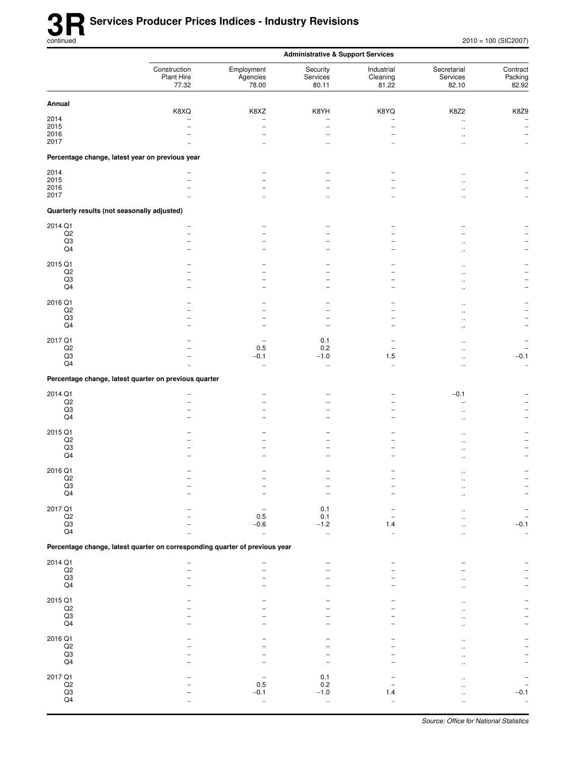# 3R Services Producer Prices Indices - Industry Revisions

continued

2010 = 100 (SIC2007)

| | Administrative & Support Services | | | | | |
|---|---|---|---|---|---|---|
| | Construction Plant Hire 77.32 | Employment Agencies 78.00 | Security Services 80.11 | Industrial Cleaning 81.22 | Secretarial Services 82.10 | Contract Packing 82.92 |
| **Annual** | K8XQ | K8XZ | K8YH | K8YQ | K8Z2 | K8Z9 |
| 2014 | – | – | – | – | .. | – |
| 2015 | – | – | – | – | .. | – |
| 2016 | – | – | – | – | .. | – |
| 2017 | .. | .. | .. | .. | .. | .. |
| **Percentage change, latest year on previous year** | | | | | | |
| 2014 | – | – | – | – | .. | – |
| 2015 | – | – | – | – | .. | – |
| 2016 | – | – | – | – | .. | – |
| 2017 | .. | .. | .. | .. | .. | .. |
| **Quarterly results (not seasonally adjusted)** | | | | | | |
| 2014 Q1 | – | – | – | – | – | – |
| Q2 | – | – | – | – | – | – |
| Q3 | – | – | – | – | .. | – |
| Q4 | – | – | – | – | .. | – |
| 2015 Q1 | – | – | – | – | .. | – |
| Q2 | – | – | – | – | .. | – |
| Q3 | – | – | – | – | .. | – |
| Q4 | – | – | – | – | .. | – |
| 2016 Q1 | – | – | – | – | .. | – |
| Q2 | – | – | – | – | .. | – |
| Q3 | – | – | – | – | .. | – |
| Q4 | – | – | – | – | .. | – |
| 2017 Q1 | – | – | 0.1 | – | .. | – |
| Q2 | – | 0.5 | 0.2 | – | .. | – |
| Q3 | – | –0.1 | –1.0 | 1.5 | .. | –0.1 |
| Q4 | .. | .. | .. | .. | .. | .. |
| **Percentage change, latest quarter on previous quarter** | | | | | | |
| 2014 Q1 | – | – | – | – | –0.1 | – |
| Q2 | – | – | – | – | – | – |
| Q3 | – | – | – | – | .. | – |
| Q4 | – | – | – | – | .. | – |
| 2015 Q1 | – | – | – | – | .. | – |
| Q2 | – | – | – | – | .. | – |
| Q3 | – | – | – | – | .. | – |
| Q4 | – | – | – | – | .. | – |
| 2016 Q1 | – | – | – | – | .. | – |
| Q2 | – | – | – | – | .. | – |
| Q3 | – | – | – | – | .. | – |
| Q4 | – | – | – | – | .. | – |
| 2017 Q1 | – | – | 0.1 | – | .. | – |
| Q2 | – | 0.5 | 0.1 | – | .. | – |
| Q3 | – | –0.6 | –1.2 | 1.4 | .. | –0.1 |
| Q4 | .. | .. | .. | .. | .. | .. |
| **Percentage change, latest quarter on corresponding quarter of previous year** | | | | | | |
| 2014 Q1 | – | – | – | – | – | – |
| Q2 | – | – | – | – | – | – |
| Q3 | – | – | – | – | .. | – |
| Q4 | – | – | – | – | .. | – |
| 2015 Q1 | – | – | – | – | .. | – |
| Q2 | – | – | – | – | .. | – |
| Q3 | – | – | – | – | .. | – |
| Q4 | – | – | – | – | .. | – |
| 2016 Q1 | – | – | – | – | .. | – |
| Q2 | – | – | – | – | .. | – |
| Q3 | – | – | – | – | .. | – |
| Q4 | – | – | – | – | .. | – |
| 2017 Q1 | – | – | 0.1 | – | .. | – |
| Q2 | – | 0.5 | 0.2 | – | .. | – |
| Q3 | – | –0.1 | –1.0 | 1.4 | .. | –0.1 |
| Q4 | .. | .. | .. | .. | .. | .. |

*Source: Office for National Statistics*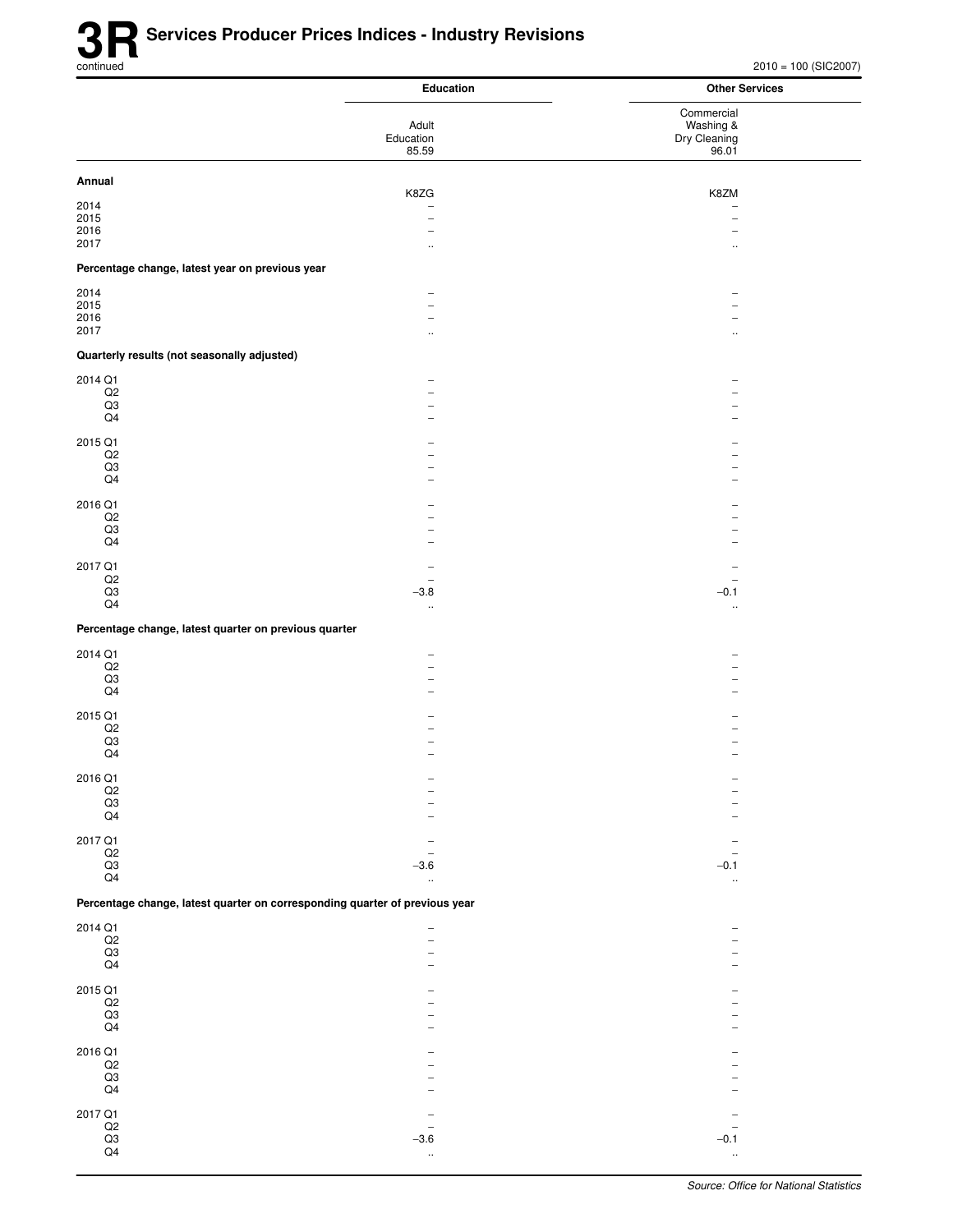# 3R Services Producer Prices Indices - Industry Revisions

continued

2010 = 100 (SIC2007)

| | Education | Other Services |
|---|---|---|
| | Adult Education 85.59 | Commercial Washing & Dry Cleaning 96.01 |
| **Annual** | K8ZG | K8ZM |
| 2014 | – | – |
| 2015 | – | – |
| 2016 | – | – |
| 2017 | .. | .. |
| **Percentage change, latest year on previous year** | | |
| 2014 | – | – |
| 2015 | – | – |
| 2016 | – | – |
| 2017 | .. | .. |
| **Quarterly results (not seasonally adjusted)** | | |
| 2014 Q1 | – | – |
| Q2 | – | – |
| Q3 | – | – |
| Q4 | – | – |
| 2015 Q1 | – | – |
| Q2 | – | – |
| Q3 | – | – |
| Q4 | – | – |
| 2016 Q1 | – | – |
| Q2 | – | – |
| Q3 | – | – |
| Q4 | – | – |
| 2017 Q1 | – | – |
| Q2 | – | – |
| Q3 | –3.8 | –0.1 |
| Q4 | .. | .. |
| **Percentage change, latest quarter on previous quarter** | | |
| 2014 Q1 | – | – |
| Q2 | – | – |
| Q3 | – | – |
| Q4 | – | – |
| 2015 Q1 | – | – |
| Q2 | – | – |
| Q3 | – | – |
| Q4 | – | – |
| 2016 Q1 | – | – |
| Q2 | – | – |
| Q3 | – | – |
| Q4 | – | – |
| 2017 Q1 | – | – |
| Q2 | – | – |
| Q3 | –3.6 | –0.1 |
| Q4 | .. | .. |
| **Percentage change, latest quarter on corresponding quarter of previous year** | | |
| 2014 Q1 | – | – |
| Q2 | – | – |
| Q3 | – | – |
| Q4 | – | – |
| 2015 Q1 | – | – |
| Q2 | – | – |
| Q3 | – | – |
| Q4 | – | – |
| 2016 Q1 | – | – |
| Q2 | – | – |
| Q3 | – | – |
| Q4 | – | – |
| 2017 Q1 | – | – |
| Q2 | – | – |
| Q3 | –3.6 | –0.1 |
| Q4 | .. | .. |

*Source: Office for National Statistics*